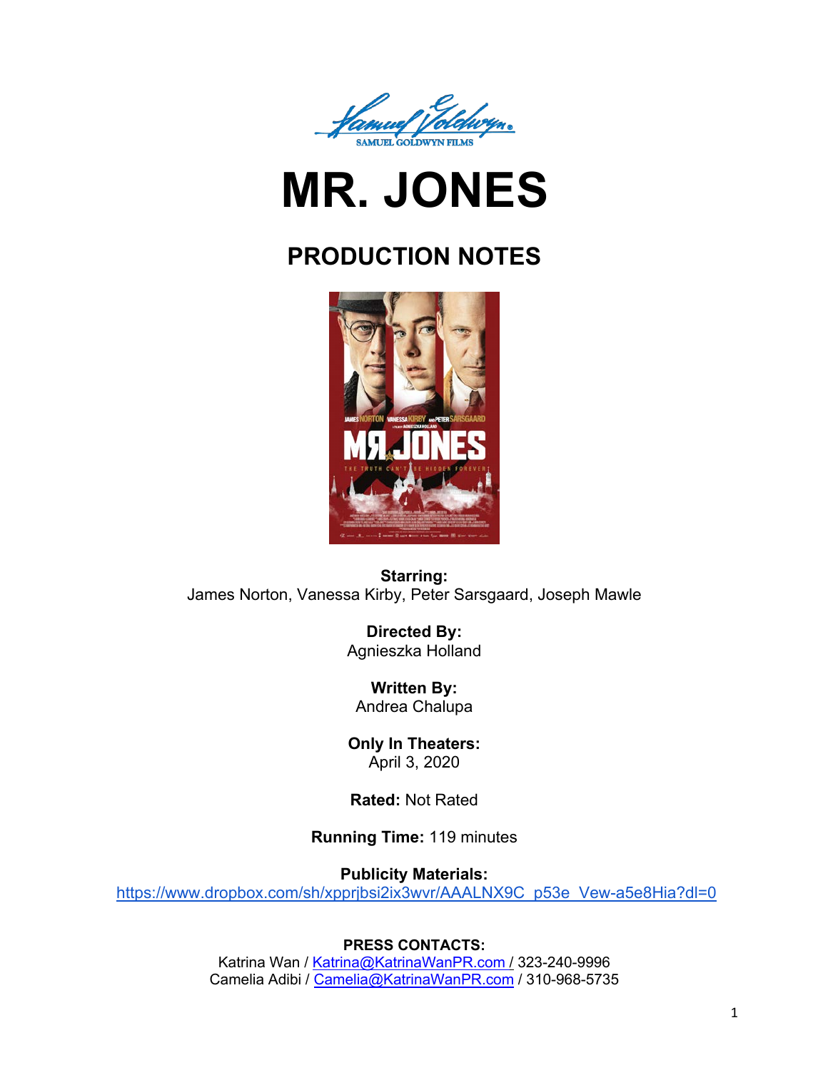SAMUEL GOLDWYN FILMS

# MR. JONES

## PRODUCTION NOTES

**Starring:**
James Norton, Vanessa Kirby, Peter Sarsgaard, Joseph Mawle

**Directed By:**
Agnieszka Holland

**Written By:**
Andrea Chalupa

**Only In Theaters:**
April 3, 2020

**Rated:** Not Rated

**Running Time:** 119 minutes

**Publicity Materials:**
https://www.dropbox.com/sh/xpprjbsi2ix3wvr/AAALNX9C_p53e_Vew-a5e8Hia?dl=0

**PRESS CONTACTS:**
Katrina Wan / Katrina@KatrinaWanPR.com / 323-240-9996
Camelia Adibi / Camelia@KatrinaWanPR.com / 310-968-5735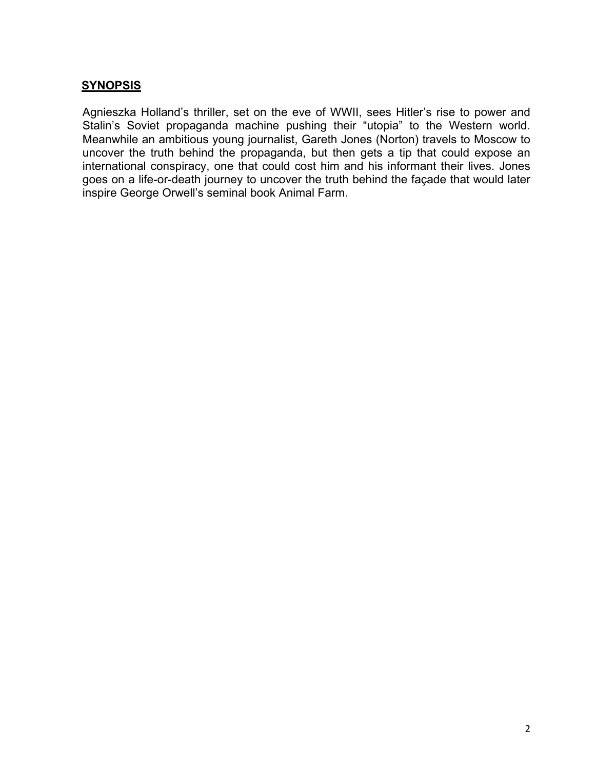## SYNOPSIS

Agnieszka Holland's thriller, set on the eve of WWII, sees Hitler's rise to power and Stalin's Soviet propaganda machine pushing their "utopia" to the Western world. Meanwhile an ambitious young journalist, Gareth Jones (Norton) travels to Moscow to uncover the truth behind the propaganda, but then gets a tip that could expose an international conspiracy, one that could cost him and his informant their lives. Jones goes on a life-or-death journey to uncover the truth behind the façade that would later inspire George Orwell's seminal book Animal Farm.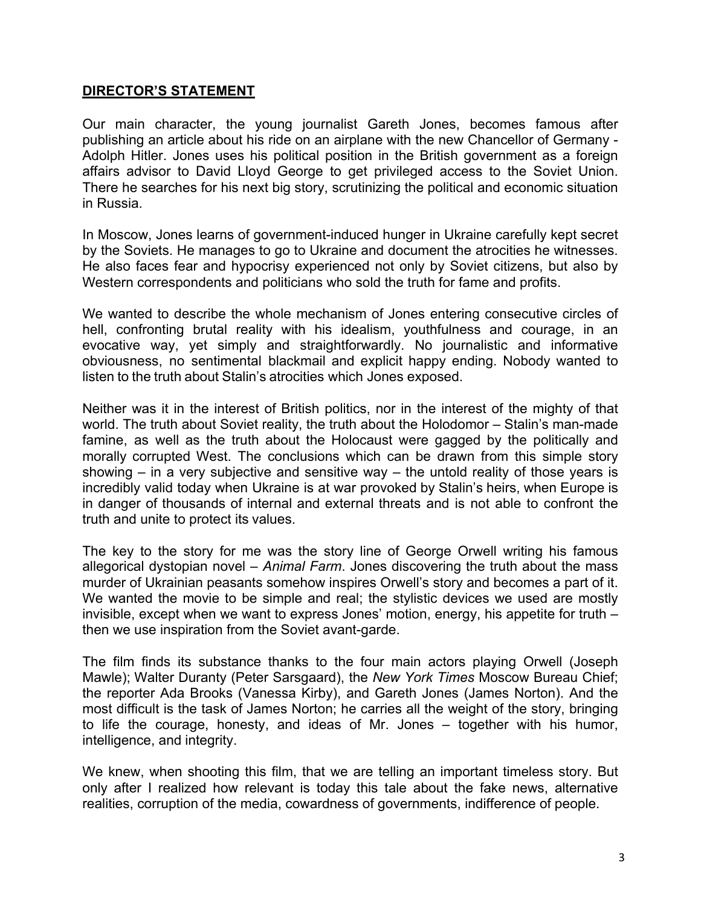## DIRECTOR'S STATEMENT

Our main character, the young journalist Gareth Jones, becomes famous after publishing an article about his ride on an airplane with the new Chancellor of Germany - Adolph Hitler. Jones uses his political position in the British government as a foreign affairs advisor to David Lloyd George to get privileged access to the Soviet Union. There he searches for his next big story, scrutinizing the political and economic situation in Russia.

In Moscow, Jones learns of government-induced hunger in Ukraine carefully kept secret by the Soviets. He manages to go to Ukraine and document the atrocities he witnesses. He also faces fear and hypocrisy experienced not only by Soviet citizens, but also by Western correspondents and politicians who sold the truth for fame and profits.

We wanted to describe the whole mechanism of Jones entering consecutive circles of hell, confronting brutal reality with his idealism, youthfulness and courage, in an evocative way, yet simply and straightforwardly. No journalistic and informative obviousness, no sentimental blackmail and explicit happy ending. Nobody wanted to listen to the truth about Stalin's atrocities which Jones exposed.

Neither was it in the interest of British politics, nor in the interest of the mighty of that world. The truth about Soviet reality, the truth about the Holodomor – Stalin's man-made famine, as well as the truth about the Holocaust were gagged by the politically and morally corrupted West. The conclusions which can be drawn from this simple story showing – in a very subjective and sensitive way – the untold reality of those years is incredibly valid today when Ukraine is at war provoked by Stalin's heirs, when Europe is in danger of thousands of internal and external threats and is not able to confront the truth and unite to protect its values.

The key to the story for me was the story line of George Orwell writing his famous allegorical dystopian novel – *Animal Farm*. Jones discovering the truth about the mass murder of Ukrainian peasants somehow inspires Orwell's story and becomes a part of it. We wanted the movie to be simple and real; the stylistic devices we used are mostly invisible, except when we want to express Jones' motion, energy, his appetite for truth – then we use inspiration from the Soviet avant-garde.

The film finds its substance thanks to the four main actors playing Orwell (Joseph Mawle); Walter Duranty (Peter Sarsgaard), the *New York Times* Moscow Bureau Chief; the reporter Ada Brooks (Vanessa Kirby), and Gareth Jones (James Norton). And the most difficult is the task of James Norton; he carries all the weight of the story, bringing to life the courage, honesty, and ideas of Mr. Jones – together with his humor, intelligence, and integrity.

We knew, when shooting this film, that we are telling an important timeless story. But only after I realized how relevant is today this tale about the fake news, alternative realities, corruption of the media, cowardness of governments, indifference of people.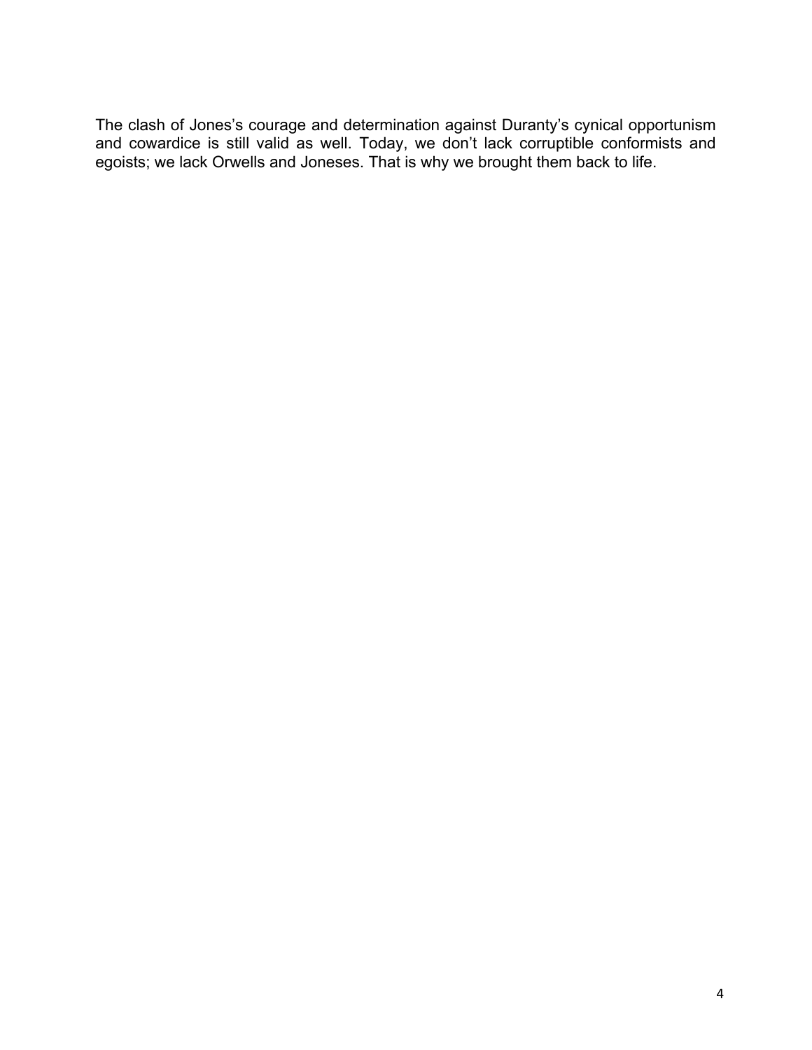The clash of Jones's courage and determination against Duranty's cynical opportunism and cowardice is still valid as well. Today, we don't lack corruptible conformists and egoists; we lack Orwells and Joneses. That is why we brought them back to life.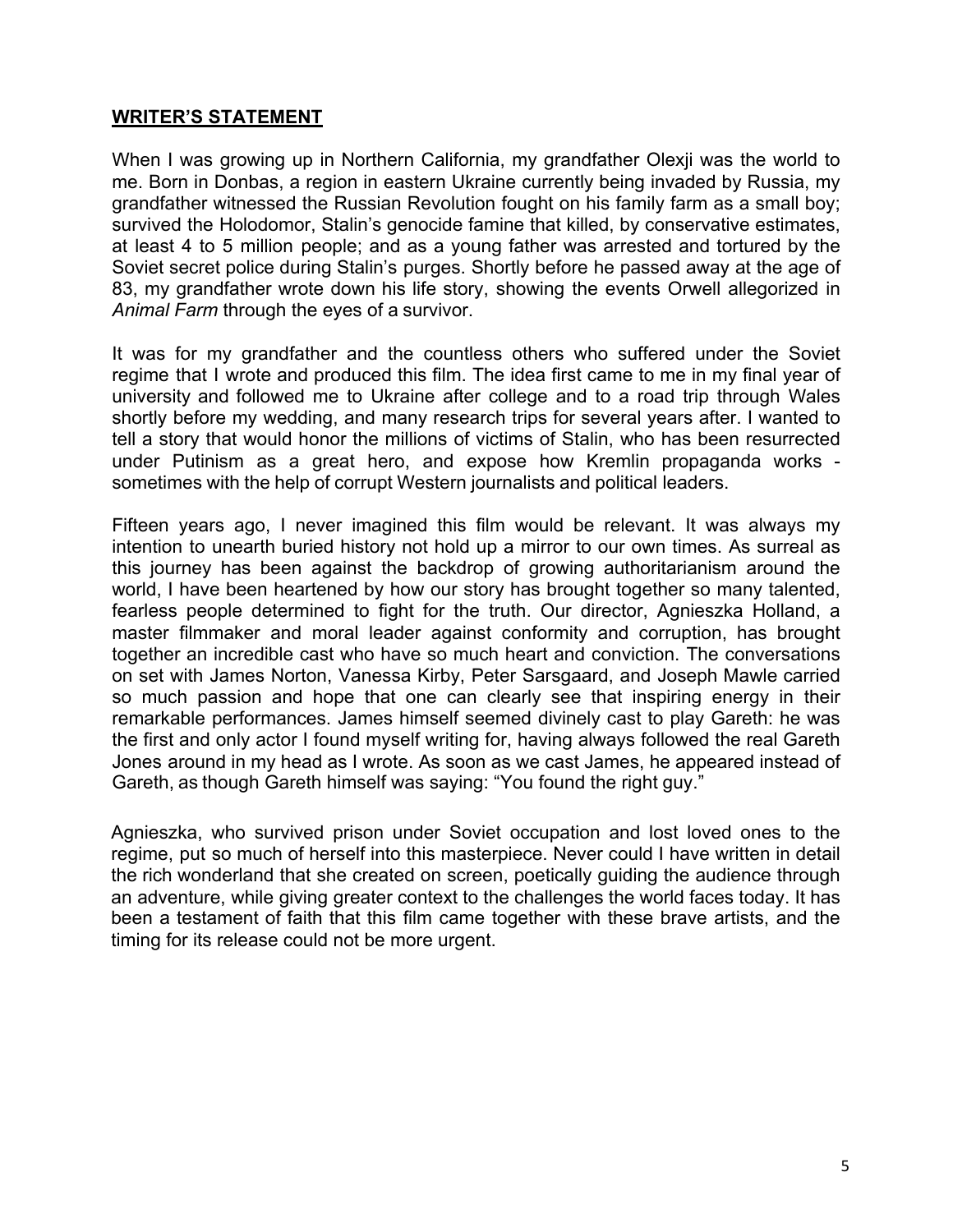## **WRITER'S STATEMENT**

When I was growing up in Northern California, my grandfather Olexji was the world to me. Born in Donbas, a region in eastern Ukraine currently being invaded by Russia, my grandfather witnessed the Russian Revolution fought on his family farm as a small boy; survived the Holodomor, Stalin's genocide famine that killed, by conservative estimates, at least 4 to 5 million people; and as a young father was arrested and tortured by the Soviet secret police during Stalin's purges. Shortly before he passed away at the age of 83, my grandfather wrote down his life story, showing the events Orwell allegorized in *Animal Farm* through the eyes of a survivor.

It was for my grandfather and the countless others who suffered under the Soviet regime that I wrote and produced this film. The idea first came to me in my final year of university and followed me to Ukraine after college and to a road trip through Wales shortly before my wedding, and many research trips for several years after. I wanted to tell a story that would honor the millions of victims of Stalin, who has been resurrected under Putinism as a great hero, and expose how Kremlin propaganda works - sometimes with the help of corrupt Western journalists and political leaders.

Fifteen years ago, I never imagined this film would be relevant. It was always my intention to unearth buried history not hold up a mirror to our own times. As surreal as this journey has been against the backdrop of growing authoritarianism around the world, I have been heartened by how our story has brought together so many talented, fearless people determined to fight for the truth. Our director, Agnieszka Holland, a master filmmaker and moral leader against conformity and corruption, has brought together an incredible cast who have so much heart and conviction. The conversations on set with James Norton, Vanessa Kirby, Peter Sarsgaard, and Joseph Mawle carried so much passion and hope that one can clearly see that inspiring energy in their remarkable performances. James himself seemed divinely cast to play Gareth: he was the first and only actor I found myself writing for, having always followed the real Gareth Jones around in my head as I wrote. As soon as we cast James, he appeared instead of Gareth, as though Gareth himself was saying: "You found the right guy."

Agnieszka, who survived prison under Soviet occupation and lost loved ones to the regime, put so much of herself into this masterpiece. Never could I have written in detail the rich wonderland that she created on screen, poetically guiding the audience through an adventure, while giving greater context to the challenges the world faces today. It has been a testament of faith that this film came together with these brave artists, and the timing for its release could not be more urgent.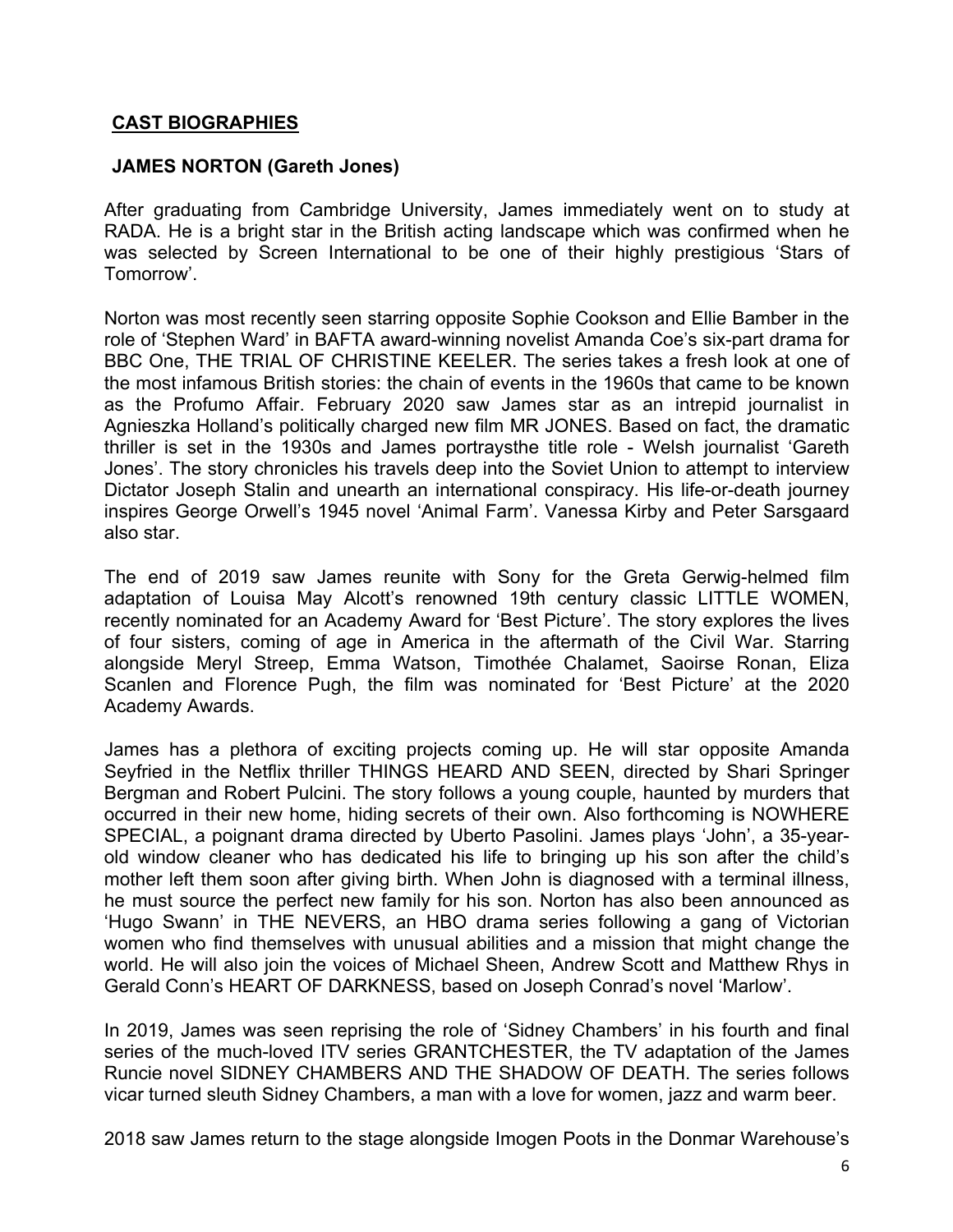## CAST BIOGRAPHIES

### JAMES NORTON (Gareth Jones)

After graduating from Cambridge University, James immediately went on to study at RADA. He is a bright star in the British acting landscape which was confirmed when he was selected by Screen International to be one of their highly prestigious 'Stars of Tomorrow'.

Norton was most recently seen starring opposite Sophie Cookson and Ellie Bamber in the role of 'Stephen Ward' in BAFTA award-winning novelist Amanda Coe's six-part drama for BBC One, THE TRIAL OF CHRISTINE KEELER. The series takes a fresh look at one of the most infamous British stories: the chain of events in the 1960s that came to be known as the Profumo Affair. February 2020 saw James star as an intrepid journalist in Agnieszka Holland's politically charged new film MR JONES. Based on fact, the dramatic thriller is set in the 1930s and James portraysthe title role - Welsh journalist 'Gareth Jones'. The story chronicles his travels deep into the Soviet Union to attempt to interview Dictator Joseph Stalin and unearth an international conspiracy. His life-or-death journey inspires George Orwell's 1945 novel 'Animal Farm'. Vanessa Kirby and Peter Sarsgaard also star.

The end of 2019 saw James reunite with Sony for the Greta Gerwig-helmed film adaptation of Louisa May Alcott's renowned 19th century classic LITTLE WOMEN, recently nominated for an Academy Award for 'Best Picture'. The story explores the lives of four sisters, coming of age in America in the aftermath of the Civil War. Starring alongside Meryl Streep, Emma Watson, Timothée Chalamet, Saoirse Ronan, Eliza Scanlen and Florence Pugh, the film was nominated for 'Best Picture' at the 2020 Academy Awards.

James has a plethora of exciting projects coming up. He will star opposite Amanda Seyfried in the Netflix thriller THINGS HEARD AND SEEN, directed by Shari Springer Bergman and Robert Pulcini. The story follows a young couple, haunted by murders that occurred in their new home, hiding secrets of their own. Also forthcoming is NOWHERE SPECIAL, a poignant drama directed by Uberto Pasolini. James plays 'John', a 35-year-old window cleaner who has dedicated his life to bringing up his son after the child's mother left them soon after giving birth. When John is diagnosed with a terminal illness, he must source the perfect new family for his son. Norton has also been announced as 'Hugo Swann' in THE NEVERS, an HBO drama series following a gang of Victorian women who find themselves with unusual abilities and a mission that might change the world. He will also join the voices of Michael Sheen, Andrew Scott and Matthew Rhys in Gerald Conn's HEART OF DARKNESS, based on Joseph Conrad's novel 'Marlow'.

In 2019, James was seen reprising the role of 'Sidney Chambers' in his fourth and final series of the much-loved ITV series GRANTCHESTER, the TV adaptation of the James Runcie novel SIDNEY CHAMBERS AND THE SHADOW OF DEATH. The series follows vicar turned sleuth Sidney Chambers, a man with a love for women, jazz and warm beer.

2018 saw James return to the stage alongside Imogen Poots in the Donmar Warehouse's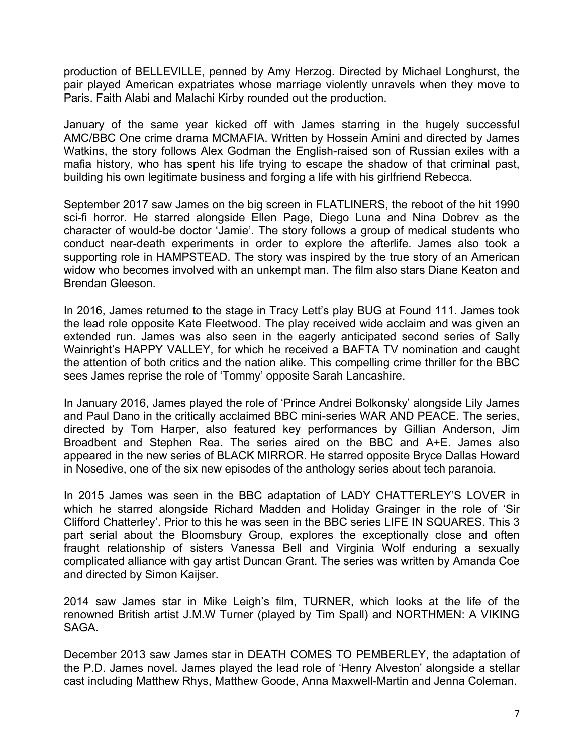production of BELLEVILLE, penned by Amy Herzog. Directed by Michael Longhurst, the pair played American expatriates whose marriage violently unravels when they move to Paris. Faith Alabi and Malachi Kirby rounded out the production.

January of the same year kicked off with James starring in the hugely successful AMC/BBC One crime drama MCMAFIA. Written by Hossein Amini and directed by James Watkins, the story follows Alex Godman the English-raised son of Russian exiles with a mafia history, who has spent his life trying to escape the shadow of that criminal past, building his own legitimate business and forging a life with his girlfriend Rebecca.

September 2017 saw James on the big screen in FLATLINERS, the reboot of the hit 1990 sci-fi horror. He starred alongside Ellen Page, Diego Luna and Nina Dobrev as the character of would-be doctor 'Jamie'. The story follows a group of medical students who conduct near-death experiments in order to explore the afterlife. James also took a supporting role in HAMPSTEAD. The story was inspired by the true story of an American widow who becomes involved with an unkempt man. The film also stars Diane Keaton and Brendan Gleeson.

In 2016, James returned to the stage in Tracy Lett's play BUG at Found 111. James took the lead role opposite Kate Fleetwood. The play received wide acclaim and was given an extended run. James was also seen in the eagerly anticipated second series of Sally Wainright's HAPPY VALLEY, for which he received a BAFTA TV nomination and caught the attention of both critics and the nation alike. This compelling crime thriller for the BBC sees James reprise the role of 'Tommy' opposite Sarah Lancashire.

In January 2016, James played the role of 'Prince Andrei Bolkonsky' alongside Lily James and Paul Dano in the critically acclaimed BBC mini-series WAR AND PEACE. The series, directed by Tom Harper, also featured key performances by Gillian Anderson, Jim Broadbent and Stephen Rea. The series aired on the BBC and A+E. James also appeared in the new series of BLACK MIRROR. He starred opposite Bryce Dallas Howard in Nosedive, one of the six new episodes of the anthology series about tech paranoia.

In 2015 James was seen in the BBC adaptation of LADY CHATTERLEY'S LOVER in which he starred alongside Richard Madden and Holiday Grainger in the role of 'Sir Clifford Chatterley'. Prior to this he was seen in the BBC series LIFE IN SQUARES. This 3 part serial about the Bloomsbury Group, explores the exceptionally close and often fraught relationship of sisters Vanessa Bell and Virginia Wolf enduring a sexually complicated alliance with gay artist Duncan Grant. The series was written by Amanda Coe and directed by Simon Kaijser.

2014 saw James star in Mike Leigh's film, TURNER, which looks at the life of the renowned British artist J.M.W Turner (played by Tim Spall) and NORTHMEN: A VIKING SAGA.

December 2013 saw James star in DEATH COMES TO PEMBERLEY, the adaptation of the P.D. James novel. James played the lead role of 'Henry Alveston' alongside a stellar cast including Matthew Rhys, Matthew Goode, Anna Maxwell-Martin and Jenna Coleman.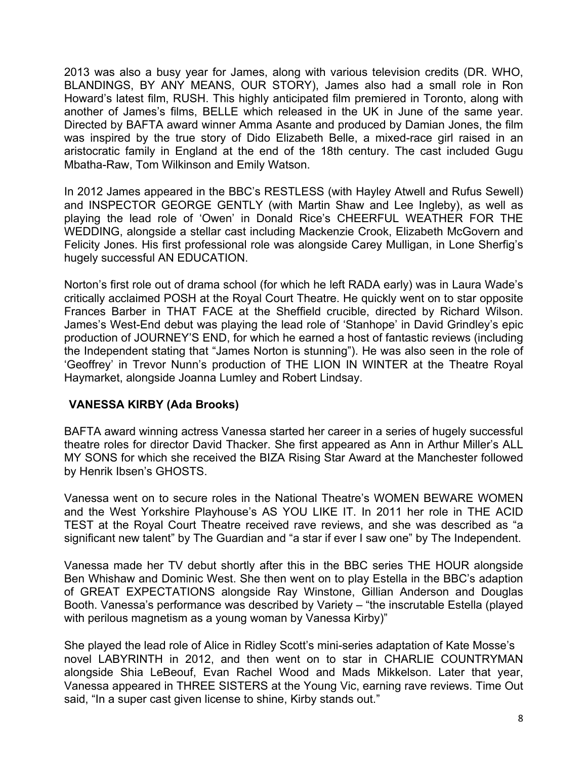2013 was also a busy year for James, along with various television credits (DR. WHO, BLANDINGS, BY ANY MEANS, OUR STORY), James also had a small role in Ron Howard's latest film, RUSH. This highly anticipated film premiered in Toronto, along with another of James's films, BELLE which released in the UK in June of the same year. Directed by BAFTA award winner Amma Asante and produced by Damian Jones, the film was inspired by the true story of Dido Elizabeth Belle, a mixed-race girl raised in an aristocratic family in England at the end of the 18th century. The cast included Gugu Mbatha-Raw, Tom Wilkinson and Emily Watson.

In 2012 James appeared in the BBC's RESTLESS (with Hayley Atwell and Rufus Sewell) and INSPECTOR GEORGE GENTLY (with Martin Shaw and Lee Ingleby), as well as playing the lead role of 'Owen' in Donald Rice's CHEERFUL WEATHER FOR THE WEDDING, alongside a stellar cast including Mackenzie Crook, Elizabeth McGovern and Felicity Jones. His first professional role was alongside Carey Mulligan, in Lone Sherfig's hugely successful AN EDUCATION.

Norton's first role out of drama school (for which he left RADA early) was in Laura Wade's critically acclaimed POSH at the Royal Court Theatre. He quickly went on to star opposite Frances Barber in THAT FACE at the Sheffield crucible, directed by Richard Wilson. James's West-End debut was playing the lead role of 'Stanhope' in David Grindley's epic production of JOURNEY'S END, for which he earned a host of fantastic reviews (including the Independent stating that "James Norton is stunning"). He was also seen in the role of 'Geoffrey' in Trevor Nunn's production of THE LION IN WINTER at the Theatre Royal Haymarket, alongside Joanna Lumley and Robert Lindsay.

### VANESSA KIRBY (Ada Brooks)

BAFTA award winning actress Vanessa started her career in a series of hugely successful theatre roles for director David Thacker. She first appeared as Ann in Arthur Miller's ALL MY SONS for which she received the BIZA Rising Star Award at the Manchester followed by Henrik Ibsen's GHOSTS.

Vanessa went on to secure roles in the National Theatre's WOMEN BEWARE WOMEN and the West Yorkshire Playhouse's AS YOU LIKE IT. In 2011 her role in THE ACID TEST at the Royal Court Theatre received rave reviews, and she was described as "a significant new talent" by The Guardian and "a star if ever I saw one" by The Independent.

Vanessa made her TV debut shortly after this in the BBC series THE HOUR alongside Ben Whishaw and Dominic West. She then went on to play Estella in the BBC's adaption of GREAT EXPECTATIONS alongside Ray Winstone, Gillian Anderson and Douglas Booth. Vanessa's performance was described by Variety – "the inscrutable Estella (played with perilous magnetism as a young woman by Vanessa Kirby)"

She played the lead role of Alice in Ridley Scott's mini-series adaptation of Kate Mosse's novel LABYRINTH in 2012, and then went on to star in CHARLIE COUNTRYMAN alongside Shia LeBeouf, Evan Rachel Wood and Mads Mikkelson. Later that year, Vanessa appeared in THREE SISTERS at the Young Vic, earning rave reviews. Time Out said, "In a super cast given license to shine, Kirby stands out."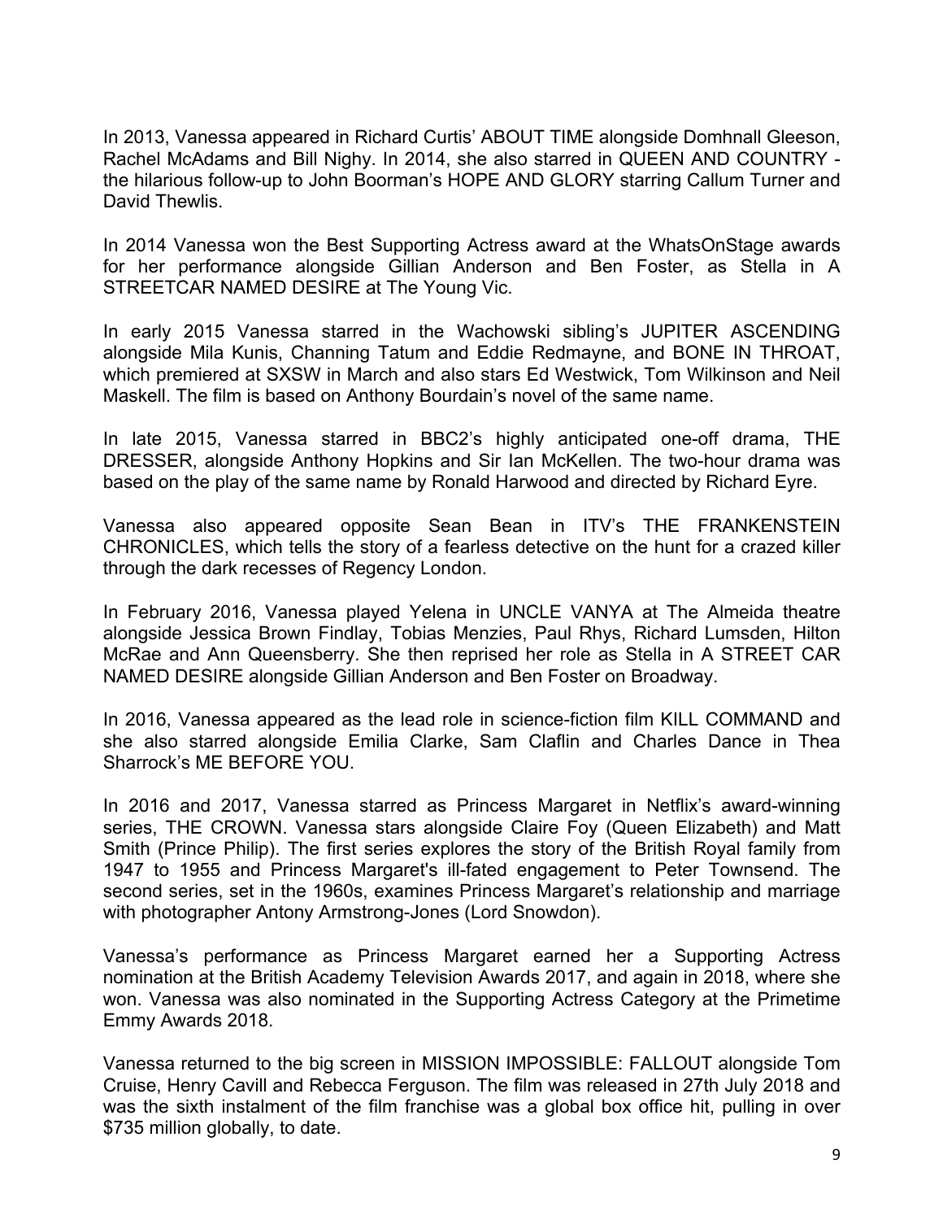In 2013, Vanessa appeared in Richard Curtis' ABOUT TIME alongside Domhnall Gleeson, Rachel McAdams and Bill Nighy. In 2014, she also starred in QUEEN AND COUNTRY - the hilarious follow-up to John Boorman's HOPE AND GLORY starring Callum Turner and David Thewlis.

In 2014 Vanessa won the Best Supporting Actress award at the WhatsOnStage awards for her performance alongside Gillian Anderson and Ben Foster, as Stella in A STREETCAR NAMED DESIRE at The Young Vic.

In early 2015 Vanessa starred in the Wachowski sibling's JUPITER ASCENDING alongside Mila Kunis, Channing Tatum and Eddie Redmayne, and BONE IN THROAT, which premiered at SXSW in March and also stars Ed Westwick, Tom Wilkinson and Neil Maskell. The film is based on Anthony Bourdain's novel of the same name.

In late 2015, Vanessa starred in BBC2's highly anticipated one-off drama, THE DRESSER, alongside Anthony Hopkins and Sir Ian McKellen. The two-hour drama was based on the play of the same name by Ronald Harwood and directed by Richard Eyre.

Vanessa also appeared opposite Sean Bean in ITV's THE FRANKENSTEIN CHRONICLES, which tells the story of a fearless detective on the hunt for a crazed killer through the dark recesses of Regency London.

In February 2016, Vanessa played Yelena in UNCLE VANYA at The Almeida theatre alongside Jessica Brown Findlay, Tobias Menzies, Paul Rhys, Richard Lumsden, Hilton McRae and Ann Queensberry. She then reprised her role as Stella in A STREET CAR NAMED DESIRE alongside Gillian Anderson and Ben Foster on Broadway.

In 2016, Vanessa appeared as the lead role in science-fiction film KILL COMMAND and she also starred alongside Emilia Clarke, Sam Claflin and Charles Dance in Thea Sharrock's ME BEFORE YOU.

In 2016 and 2017, Vanessa starred as Princess Margaret in Netflix's award-winning series, THE CROWN. Vanessa stars alongside Claire Foy (Queen Elizabeth) and Matt Smith (Prince Philip). The first series explores the story of the British Royal family from 1947 to 1955 and Princess Margaret's ill-fated engagement to Peter Townsend. The second series, set in the 1960s, examines Princess Margaret's relationship and marriage with photographer Antony Armstrong-Jones (Lord Snowdon).

Vanessa's performance as Princess Margaret earned her a Supporting Actress nomination at the British Academy Television Awards 2017, and again in 2018, where she won. Vanessa was also nominated in the Supporting Actress Category at the Primetime Emmy Awards 2018.

Vanessa returned to the big screen in MISSION IMPOSSIBLE: FALLOUT alongside Tom Cruise, Henry Cavill and Rebecca Ferguson. The film was released in 27th July 2018 and was the sixth instalment of the film franchise was a global box office hit, pulling in over $735 million globally, to date.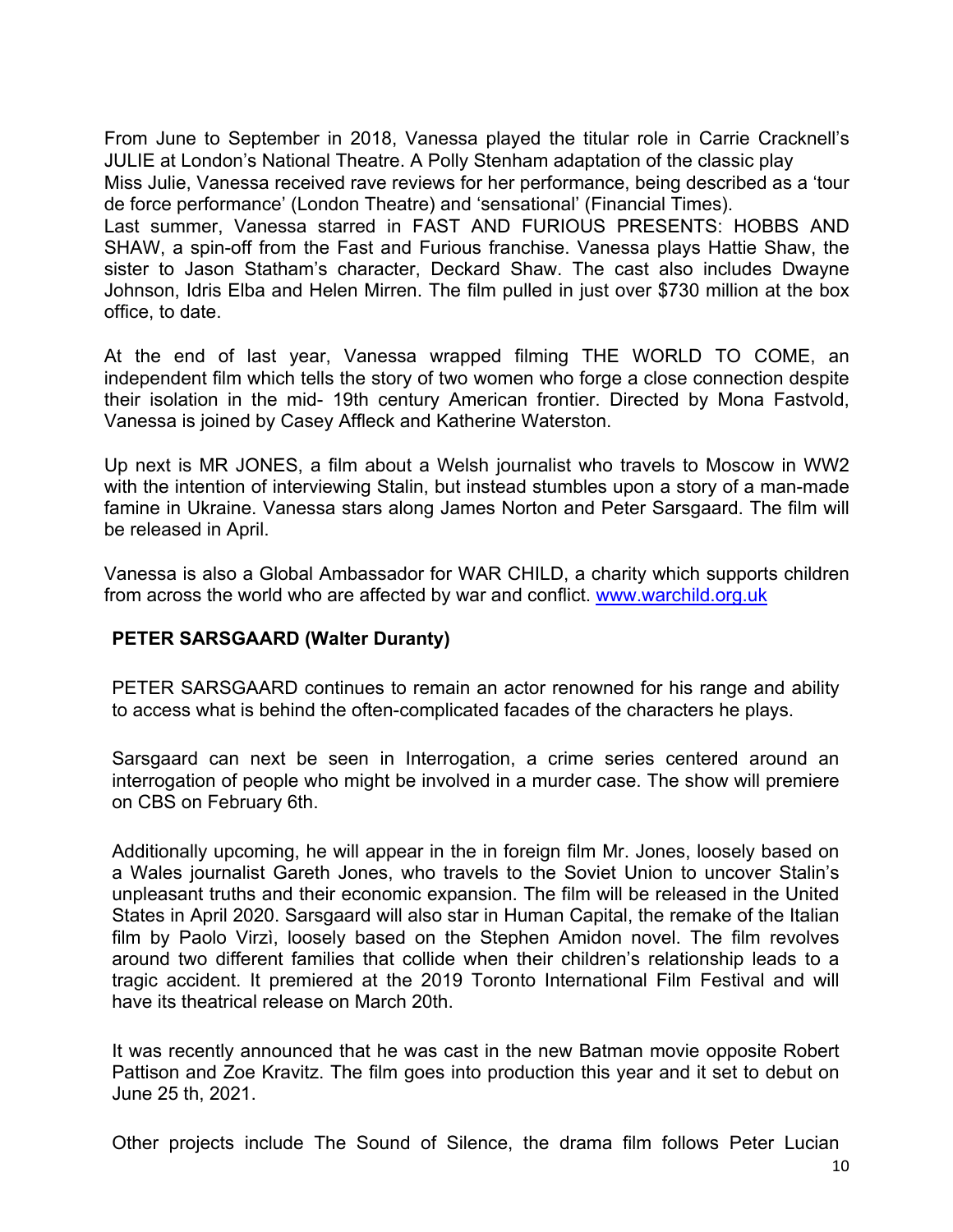From June to September in 2018, Vanessa played the titular role in Carrie Cracknell's JULIE at London's National Theatre. A Polly Stenham adaptation of the classic play Miss Julie, Vanessa received rave reviews for her performance, being described as a 'tour de force performance' (London Theatre) and 'sensational' (Financial Times).

Last summer, Vanessa starred in FAST AND FURIOUS PRESENTS: HOBBS AND SHAW, a spin-off from the Fast and Furious franchise. Vanessa plays Hattie Shaw, the sister to Jason Statham's character, Deckard Shaw. The cast also includes Dwayne Johnson, Idris Elba and Helen Mirren. The film pulled in just over $730 million at the box office, to date.

At the end of last year, Vanessa wrapped filming THE WORLD TO COME, an independent film which tells the story of two women who forge a close connection despite their isolation in the mid- 19th century American frontier. Directed by Mona Fastvold, Vanessa is joined by Casey Affleck and Katherine Waterston.

Up next is MR JONES, a film about a Welsh journalist who travels to Moscow in WW2 with the intention of interviewing Stalin, but instead stumbles upon a story of a man-made famine in Ukraine. Vanessa stars along James Norton and Peter Sarsgaard. The film will be released in April.

Vanessa is also a Global Ambassador for WAR CHILD, a charity which supports children from across the world who are affected by war and conflict. www.warchild.org.uk

**PETER SARSGAARD (Walter Duranty)**

PETER SARSGAARD continues to remain an actor renowned for his range and ability to access what is behind the often-complicated facades of the characters he plays.

Sarsgaard can next be seen in Interrogation, a crime series centered around an interrogation of people who might be involved in a murder case. The show will premiere on CBS on February 6th.

Additionally upcoming, he will appear in the in foreign film Mr. Jones, loosely based on a Wales journalist Gareth Jones, who travels to the Soviet Union to uncover Stalin's unpleasant truths and their economic expansion. The film will be released in the United States in April 2020. Sarsgaard will also star in Human Capital, the remake of the Italian film by Paolo Virzì, loosely based on the Stephen Amidon novel. The film revolves around two different families that collide when their children's relationship leads to a tragic accident. It premiered at the 2019 Toronto International Film Festival and will have its theatrical release on March 20th.

It was recently announced that he was cast in the new Batman movie opposite Robert Pattison and Zoe Kravitz. The film goes into production this year and it set to debut on June 25 th, 2021.

Other projects include The Sound of Silence, the drama film follows Peter Lucian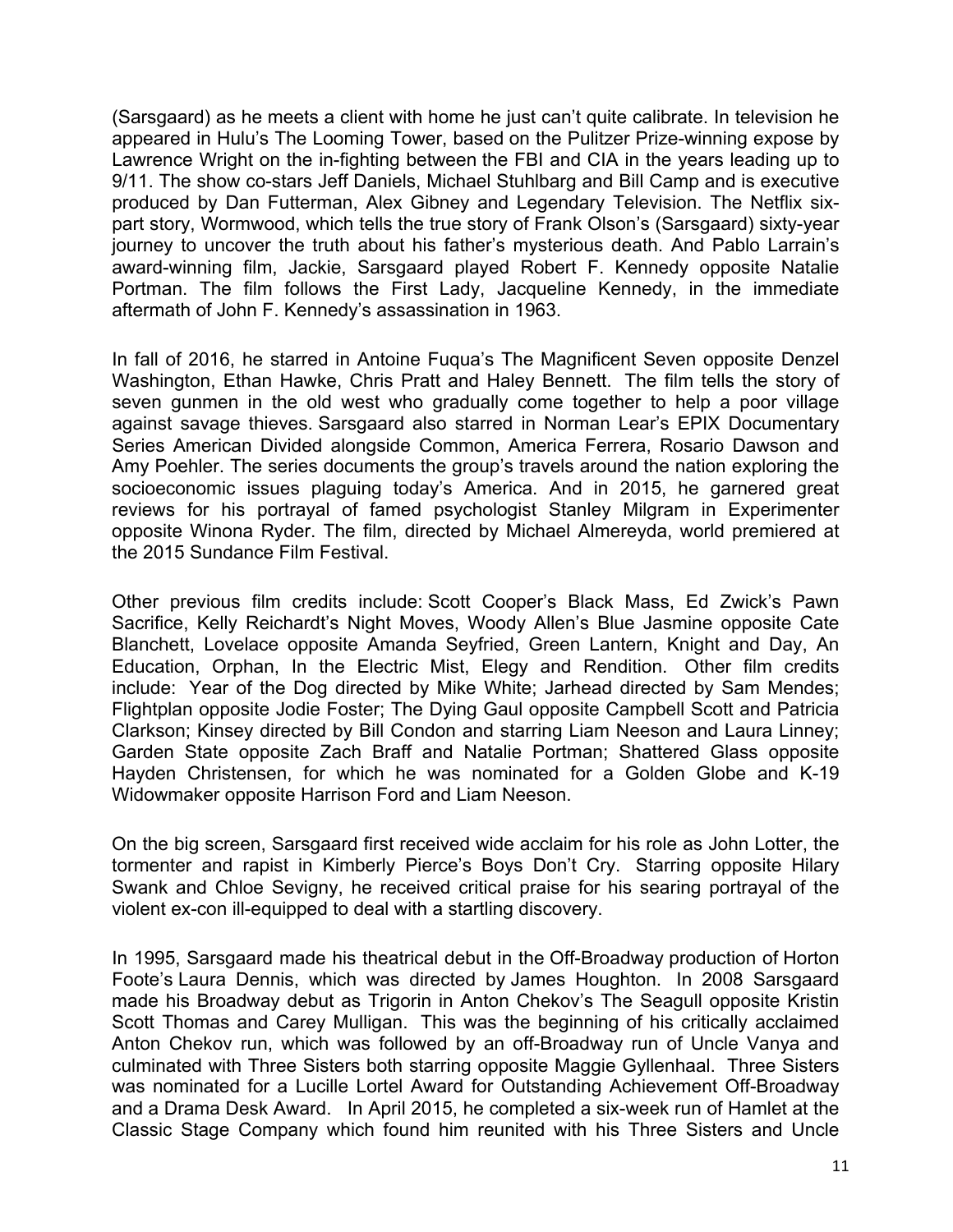(Sarsgaard) as he meets a client with home he just can't quite calibrate. In television he appeared in Hulu's The Looming Tower, based on the Pulitzer Prize-winning expose by Lawrence Wright on the in-fighting between the FBI and CIA in the years leading up to 9/11. The show co-stars Jeff Daniels, Michael Stuhlbarg and Bill Camp and is executive produced by Dan Futterman, Alex Gibney and Legendary Television. The Netflix six-part story, Wormwood, which tells the true story of Frank Olson's (Sarsgaard) sixty-year journey to uncover the truth about his father's mysterious death. And Pablo Larrain's award-winning film, Jackie, Sarsgaard played Robert F. Kennedy opposite Natalie Portman. The film follows the First Lady, Jacqueline Kennedy, in the immediate aftermath of John F. Kennedy's assassination in 1963.

In fall of 2016, he starred in Antoine Fuqua's The Magnificent Seven opposite Denzel Washington, Ethan Hawke, Chris Pratt and Haley Bennett. The film tells the story of seven gunmen in the old west who gradually come together to help a poor village against savage thieves. Sarsgaard also starred in Norman Lear's EPIX Documentary Series American Divided alongside Common, America Ferrera, Rosario Dawson and Amy Poehler. The series documents the group's travels around the nation exploring the socioeconomic issues plaguing today's America. And in 2015, he garnered great reviews for his portrayal of famed psychologist Stanley Milgram in Experimenter opposite Winona Ryder. The film, directed by Michael Almereyda, world premiered at the 2015 Sundance Film Festival.

Other previous film credits include: Scott Cooper's Black Mass, Ed Zwick's Pawn Sacrifice, Kelly Reichardt's Night Moves, Woody Allen's Blue Jasmine opposite Cate Blanchett, Lovelace opposite Amanda Seyfried, Green Lantern, Knight and Day, An Education, Orphan, In the Electric Mist, Elegy and Rendition. Other film credits include: Year of the Dog directed by Mike White; Jarhead directed by Sam Mendes; Flightplan opposite Jodie Foster; The Dying Gaul opposite Campbell Scott and Patricia Clarkson; Kinsey directed by Bill Condon and starring Liam Neeson and Laura Linney; Garden State opposite Zach Braff and Natalie Portman; Shattered Glass opposite Hayden Christensen, for which he was nominated for a Golden Globe and K-19 Widowmaker opposite Harrison Ford and Liam Neeson.

On the big screen, Sarsgaard first received wide acclaim for his role as John Lotter, the tormenter and rapist in Kimberly Pierce's Boys Don't Cry. Starring opposite Hilary Swank and Chloe Sevigny, he received critical praise for his searing portrayal of the violent ex-con ill-equipped to deal with a startling discovery.

In 1995, Sarsgaard made his theatrical debut in the Off-Broadway production of Horton Foote's Laura Dennis, which was directed by James Houghton. In 2008 Sarsgaard made his Broadway debut as Trigorin in Anton Chekov's The Seagull opposite Kristin Scott Thomas and Carey Mulligan. This was the beginning of his critically acclaimed Anton Chekov run, which was followed by an off-Broadway run of Uncle Vanya and culminated with Three Sisters both starring opposite Maggie Gyllenhaal. Three Sisters was nominated for a Lucille Lortel Award for Outstanding Achievement Off-Broadway and a Drama Desk Award. In April 2015, he completed a six-week run of Hamlet at the Classic Stage Company which found him reunited with his Three Sisters and Uncle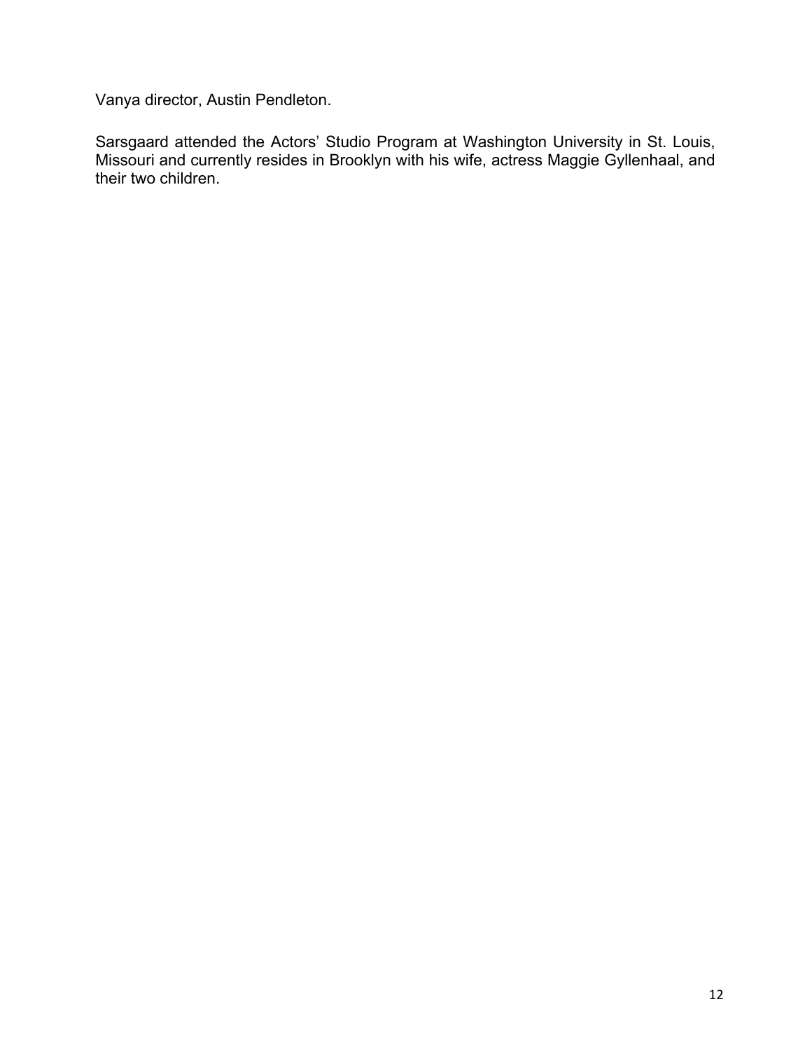Vanya director, Austin Pendleton.

Sarsgaard attended the Actors' Studio Program at Washington University in St. Louis, Missouri and currently resides in Brooklyn with his wife, actress Maggie Gyllenhaal, and their two children.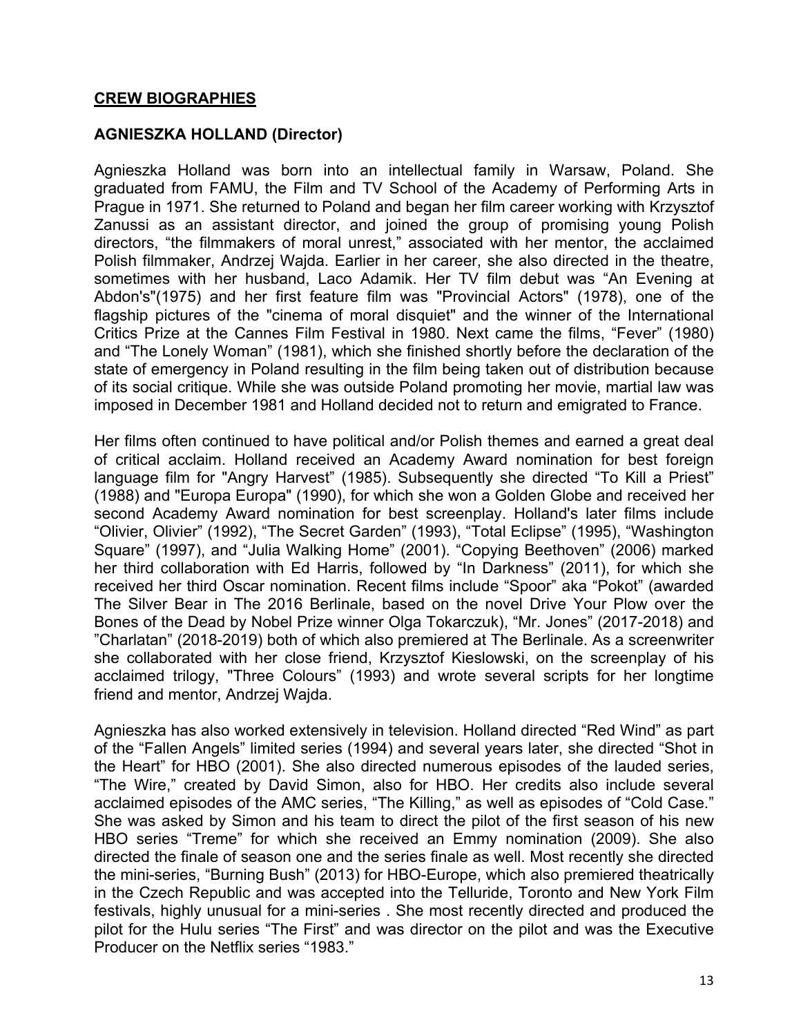## **CREW BIOGRAPHIES**

### **AGNIESZKA HOLLAND (Director)**

Agnieszka Holland was born into an intellectual family in Warsaw, Poland. She graduated from FAMU, the Film and TV School of the Academy of Performing Arts in Prague in 1971. She returned to Poland and began her film career working with Krzysztof Zanussi as an assistant director, and joined the group of promising young Polish directors, "the filmmakers of moral unrest," associated with her mentor, the acclaimed Polish filmmaker, Andrzej Wajda. Earlier in her career, she also directed in the theatre, sometimes with her husband, Laco Adamik. Her TV film debut was "An Evening at Abdon's"(1975) and her first feature film was "Provincial Actors" (1978), one of the flagship pictures of the "cinema of moral disquiet" and the winner of the International Critics Prize at the Cannes Film Festival in 1980. Next came the films, "Fever" (1980) and "The Lonely Woman" (1981), which she finished shortly before the declaration of the state of emergency in Poland resulting in the film being taken out of distribution because of its social critique. While she was outside Poland promoting her movie, martial law was imposed in December 1981 and Holland decided not to return and emigrated to France.

Her films often continued to have political and/or Polish themes and earned a great deal of critical acclaim. Holland received an Academy Award nomination for best foreign language film for "Angry Harvest" (1985). Subsequently she directed "To Kill a Priest" (1988) and "Europa Europa" (1990), for which she won a Golden Globe and received her second Academy Award nomination for best screenplay. Holland's later films include "Olivier, Olivier" (1992), "The Secret Garden" (1993), "Total Eclipse" (1995), "Washington Square" (1997), and "Julia Walking Home" (2001). "Copying Beethoven" (2006) marked her third collaboration with Ed Harris, followed by "In Darkness" (2011), for which she received her third Oscar nomination. Recent films include "Spoor" aka "Pokot" (awarded The Silver Bear in The 2016 Berlinale, based on the novel Drive Your Plow over the Bones of the Dead by Nobel Prize winner Olga Tokarczuk), "Mr. Jones" (2017-2018) and "Charlatan" (2018-2019) both of which also premiered at The Berlinale. As a screenwriter she collaborated with her close friend, Krzysztof Kieslowski, on the screenplay of his acclaimed trilogy, "Three Colours" (1993) and wrote several scripts for her longtime friend and mentor, Andrzej Wajda.

Agnieszka has also worked extensively in television. Holland directed "Red Wind" as part of the "Fallen Angels" limited series (1994) and several years later, she directed "Shot in the Heart" for HBO (2001). She also directed numerous episodes of the lauded series, "The Wire," created by David Simon, also for HBO. Her credits also include several acclaimed episodes of the AMC series, "The Killing," as well as episodes of "Cold Case." She was asked by Simon and his team to direct the pilot of the first season of his new HBO series "Treme" for which she received an Emmy nomination (2009). She also directed the finale of season one and the series finale as well. Most recently she directed the mini-series, "Burning Bush" (2013) for HBO-Europe, which also premiered theatrically in the Czech Republic and was accepted into the Telluride, Toronto and New York Film festivals, highly unusual for a mini-series . She most recently directed and produced the pilot for the Hulu series "The First" and was director on the pilot and was the Executive Producer on the Netflix series "1983."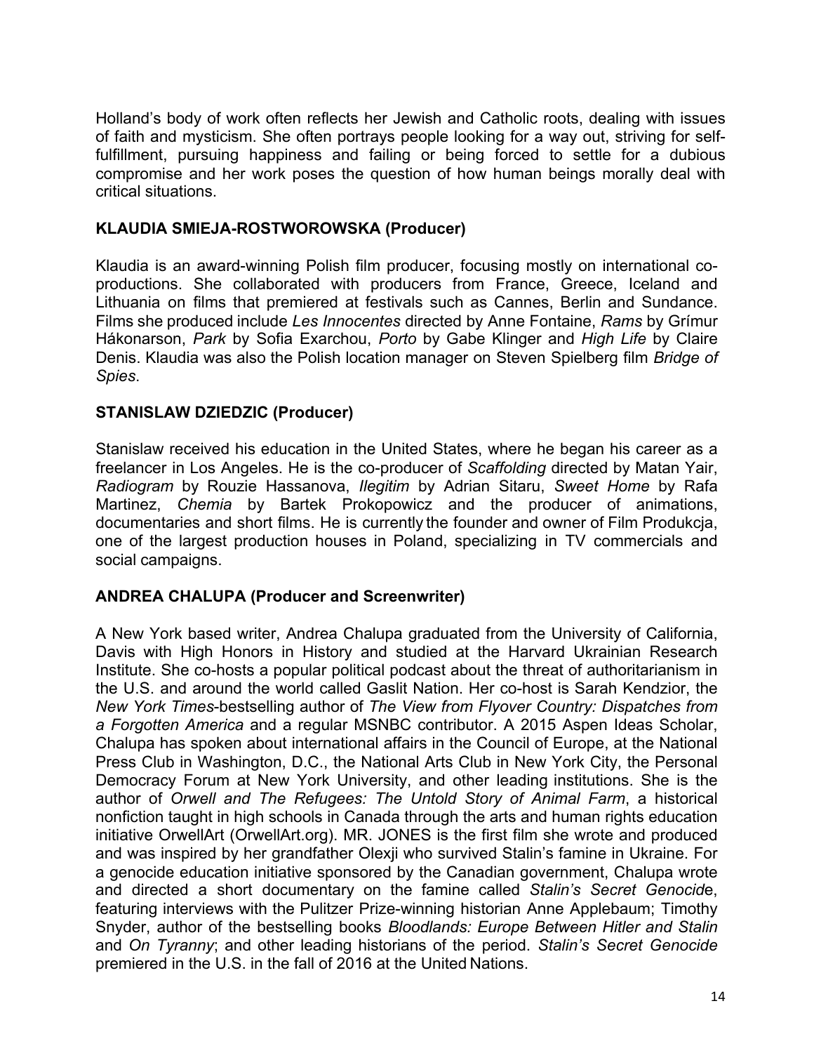Holland's body of work often reflects her Jewish and Catholic roots, dealing with issues of faith and mysticism. She often portrays people looking for a way out, striving for self-fulfillment, pursuing happiness and failing or being forced to settle for a dubious compromise and her work poses the question of how human beings morally deal with critical situations.

**KLAUDIA SMIEJA-ROSTWOROWSKA (Producer)**

Klaudia is an award-winning Polish film producer, focusing mostly on international co-productions. She collaborated with producers from France, Greece, Iceland and Lithuania on films that premiered at festivals such as Cannes, Berlin and Sundance. Films she produced include *Les Innocentes* directed by Anne Fontaine, *Rams* by Grímur Hákonarson, *Park* by Sofia Exarchou, *Porto* by Gabe Klinger and *High Life* by Claire Denis. Klaudia was also the Polish location manager on Steven Spielberg film *Bridge of Spies*.

**STANISLAW DZIEDZIC (Producer)**

Stanislaw received his education in the United States, where he began his career as a freelancer in Los Angeles. He is the co-producer of *Scaffolding* directed by Matan Yair, *Radiogram* by Rouzie Hassanova, *Ilegitim* by Adrian Sitaru, *Sweet Home* by Rafa Martinez, *Chemia* by Bartek Prokopowicz and the producer of animations, documentaries and short films. He is currently the founder and owner of Film Produkcja, one of the largest production houses in Poland, specializing in TV commercials and social campaigns.

**ANDREA CHALUPA (Producer and Screenwriter)**

A New York based writer, Andrea Chalupa graduated from the University of California, Davis with High Honors in History and studied at the Harvard Ukrainian Research Institute. She co-hosts a popular political podcast about the threat of authoritarianism in the U.S. and around the world called Gaslit Nation. Her co-host is Sarah Kendzior, the *New York Times*-bestselling author of *The View from Flyover Country: Dispatches from a Forgotten America* and a regular MSNBC contributor. A 2015 Aspen Ideas Scholar, Chalupa has spoken about international affairs in the Council of Europe, at the National Press Club in Washington, D.C., the National Arts Club in New York City, the Personal Democracy Forum at New York University, and other leading institutions. She is the author of *Orwell and The Refugees: The Untold Story of Animal Farm*, a historical nonfiction taught in high schools in Canada through the arts and human rights education initiative OrwellArt (OrwellArt.org). MR. JONES is the first film she wrote and produced and was inspired by her grandfather Olexji who survived Stalin's famine in Ukraine. For a genocide education initiative sponsored by the Canadian government, Chalupa wrote and directed a short documentary on the famine called *Stalin's Secret Genocide*, featuring interviews with the Pulitzer Prize-winning historian Anne Applebaum; Timothy Snyder, author of the bestselling books *Bloodlands: Europe Between Hitler and Stalin* and *On Tyranny*; and other leading historians of the period. *Stalin's Secret Genocide* premiered in the U.S. in the fall of 2016 at the United Nations.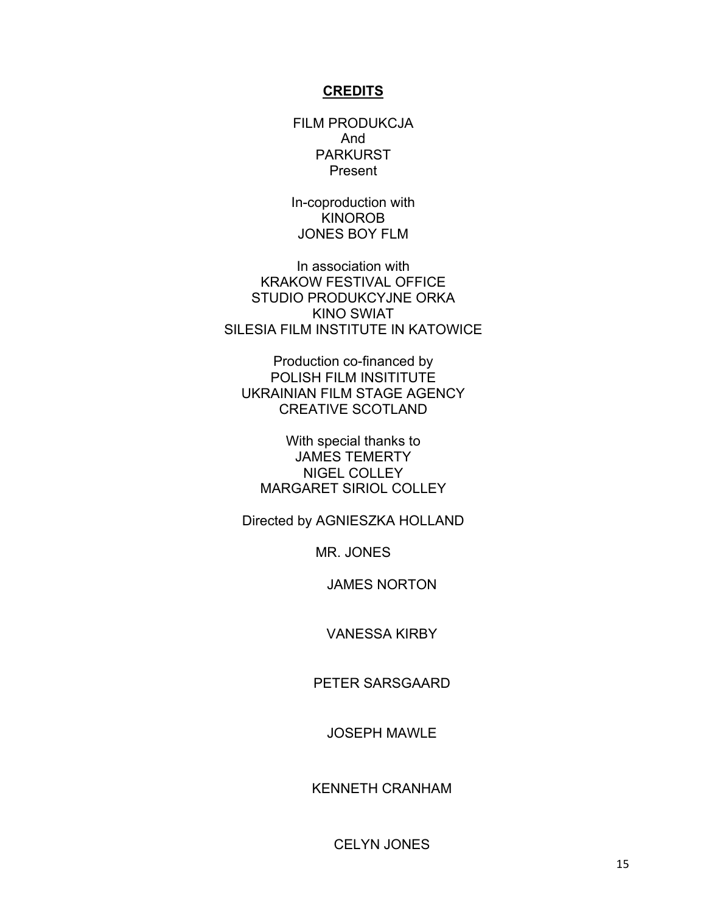## **CREDITS**

FILM PRODUKCJA
And
PARKURST
Present

In-coproduction with
KINOROB
JONES BOY FLM

In association with
KRAKOW FESTIVAL OFFICE
STUDIO PRODUKCYJNE ORKA
KINO SWIAT
SILESIA FILM INSTITUTE IN KATOWICE

Production co-financed by
POLISH FILM INSITITUTE
UKRAINIAN FILM STAGE AGENCY
CREATIVE SCOTLAND

With special thanks to
JAMES TEMERTY
NIGEL COLLEY
MARGARET SIRIOL COLLEY

Directed by AGNIESZKA HOLLAND

MR. JONES

JAMES NORTON

VANESSA KIRBY

PETER SARSGAARD

JOSEPH MAWLE

KENNETH CRANHAM

CELYN JONES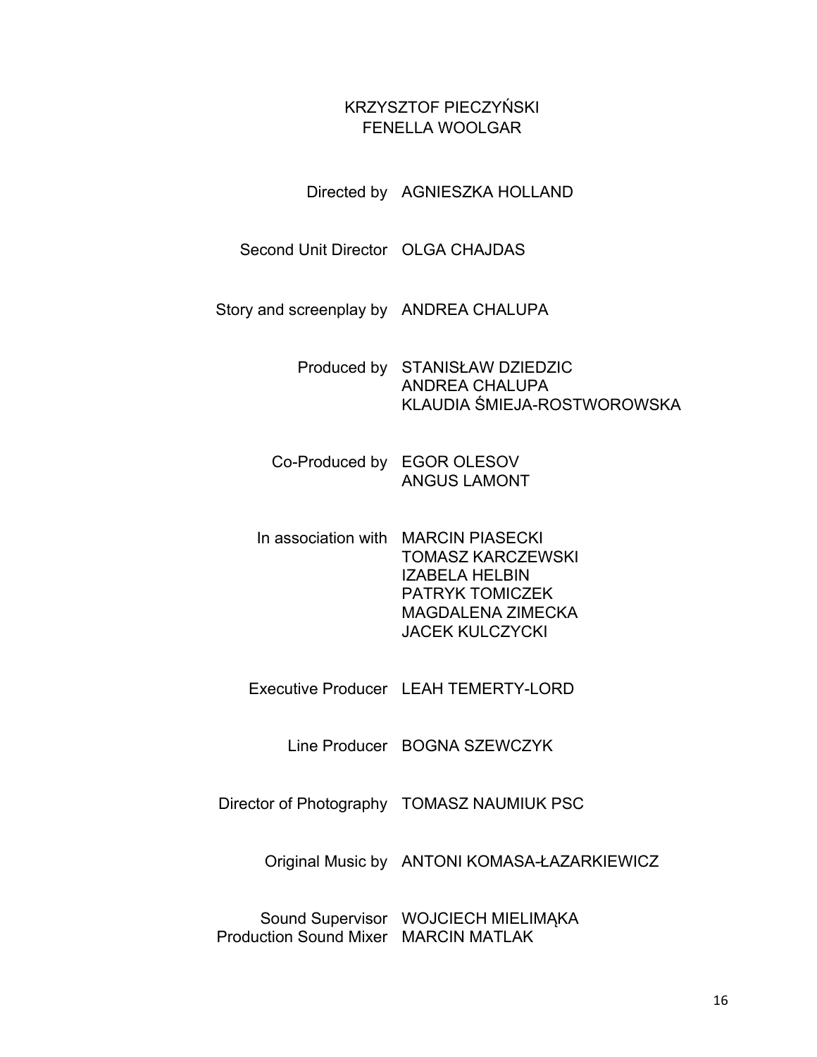KRZYSZTOF PIECZYŃSKI
FENELLA WOOLGAR

Directed by AGNIESZKA HOLLAND

Second Unit Director OLGA CHAJDAS

Story and screenplay by ANDREA CHALUPA

Produced by STANISŁAW DZIEDZIC
ANDREA CHALUPA
KLAUDIA ŚMIEJA-ROSTWOROWSKA

Co-Produced by EGOR OLESOV
ANGUS LAMONT

In association with MARCIN PIASECKI
TOMASZ KARCZEWSKI
IZABELA HELBIN
PATRYK TOMICZEK
MAGDALENA ZIMECKA
JACEK KULCZYCKI

Executive Producer LEAH TEMERTY-LORD

Line Producer BOGNA SZEWCZYK

Director of Photography TOMASZ NAUMIUK PSC

Original Music by ANTONI KOMASA-ŁAZARKIEWICZ

Sound Supervisor WOJCIECH MIELIMĄKA
Production Sound Mixer MARCIN MATLAK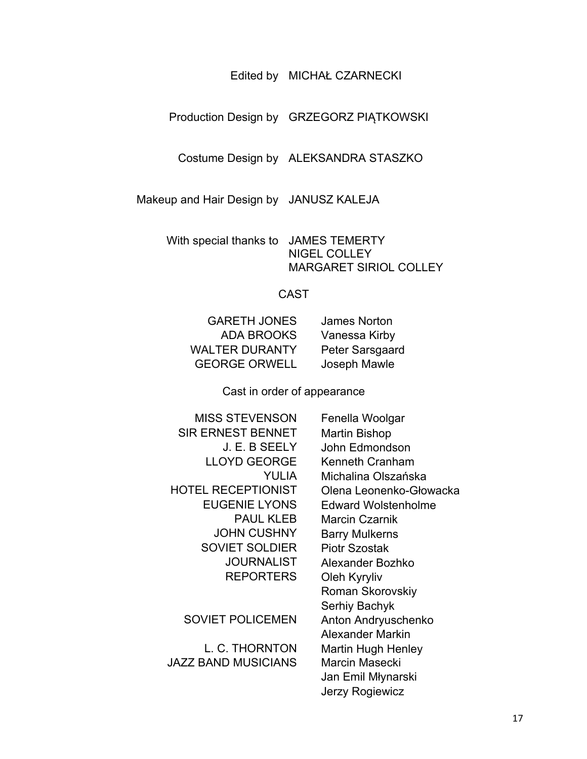Edited by MICHAŁ CZARNECKI

Production Design by GRZEGORZ PIĄTKOWSKI

Costume Design by ALEKSANDRA STASZKO

Makeup and Hair Design by JANUSZ KALEJA

With special thanks to JAMES TEMERTY
NIGEL COLLEY
MARGARET SIRIOL COLLEY

## CAST

| | |
|---|---|
| GARETH JONES | James Norton |
| ADA BROOKS | Vanessa Kirby |
| WALTER DURANTY | Peter Sarsgaard |
| GEORGE ORWELL | Joseph Mawle |

### Cast in order of appearance

| | |
|---|---|
| MISS STEVENSON | Fenella Woolgar |
| SIR ERNEST BENNET | Martin Bishop |
| J. E. B SEELY | John Edmondson |
| LLOYD GEORGE | Kenneth Cranham |
| YULIA | Michalina Olszańska |
| HOTEL RECEPTIONIST | Olena Leonenko-Głowacka |
| EUGENIE LYONS | Edward Wolstenholme |
| PAUL KLEB | Marcin Czarnik |
| JOHN CUSHNY | Barry Mulkerns |
| SOVIET SOLDIER | Piotr Szostak |
| JOURNALIST | Alexander Bozhko |
| REPORTERS | Oleh Kyryliv |
| | Roman Skorovskiy |
| | Serhiy Bachyk |
| SOVIET POLICEMEN | Anton Andryuschenko |
| | Alexander Markin |
| L. C. THORNTON | Martin Hugh Henley |
| JAZZ BAND MUSICIANS | Marcin Masecki |
| | Jan Emil Młynarski |
| | Jerzy Rogiewicz |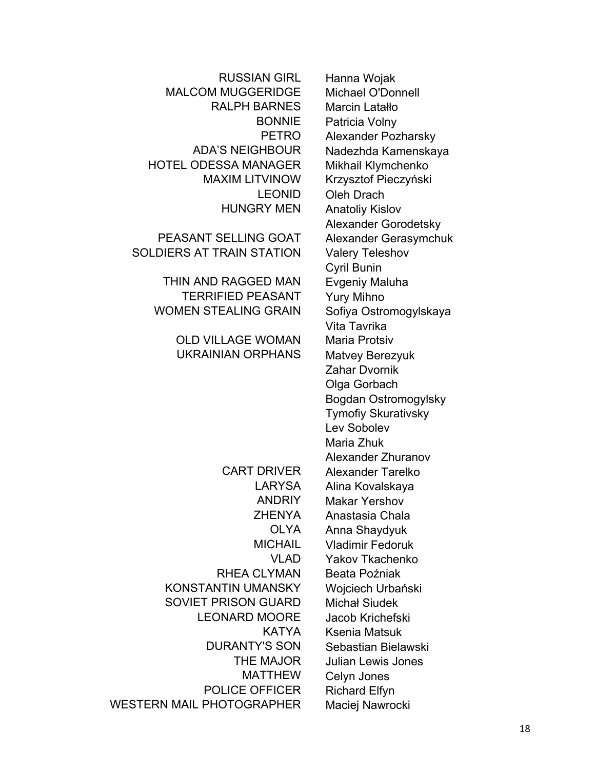| | |
|---|---|
| RUSSIAN GIRL | Hanna Wojak |
| MALCOM MUGGERIDGE | Michael O'Donnell |
| RALPH BARNES | Marcin Latałło |
| BONNIE | Patricia Volny |
| PETRO | Alexander Pozharsky |
| ADA'S NEIGHBOUR | Nadezhda Kamenskaya |
| HOTEL ODESSA MANAGER | Mikhail Klymchenko |
| MAXIM LITVINOW | Krzysztof Pieczyński |
| LEONID | Oleh Drach |
| HUNGRY MEN | Anatoliy Kislov |
| | Alexander Gorodetsky |
| PEASANT SELLING GOAT | Alexander Gerasymchuk |
| SOLDIERS AT TRAIN STATION | Valery Teleshov |
| | Cyril Bunin |
| THIN AND RAGGED MAN | Evgeniy Maluha |
| TERRIFIED PEASANT | Yury Mihno |
| WOMEN STEALING GRAIN | Sofiya Ostromogylskaya |
| | Vita Tavrika |
| OLD VILLAGE WOMAN | Maria Protsiv |
| UKRAINIAN ORPHANS | Matvey Berezyuk |
| | Zahar Dvornik |
| | Olga Gorbach |
| | Bogdan Ostromogylsky |
| | Tymofiy Skurativsky |
| | Lev Sobolev |
| | Maria Zhuk |
| | Alexander Zhuranov |
| CART DRIVER | Alexander Tarelko |
| LARYSA | Alina Kovalskaya |
| ANDRIY | Makar Yershov |
| ZHENYA | Anastasia Chala |
| OLYA | Anna Shaydyuk |
| MICHAIL | Vladimir Fedoruk |
| VLAD | Yakov Tkachenko |
| RHEA CLYMAN | Beata Poźniak |
| KONSTANTIN UMANSKY | Wojciech Urbański |
| SOVIET PRISON GUARD | Michał Siudek |
| LEONARD MOORE | Jacob Krichefski |
| KATYA | Ksenia Matsuk |
| DURANTY'S SON | Sebastian Bielawski |
| THE MAJOR | Julian Lewis Jones |
| MATTHEW | Celyn Jones |
| POLICE OFFICER | Richard Elfyn |
| WESTERN MAIL PHOTOGRAPHER | Maciej Nawrocki |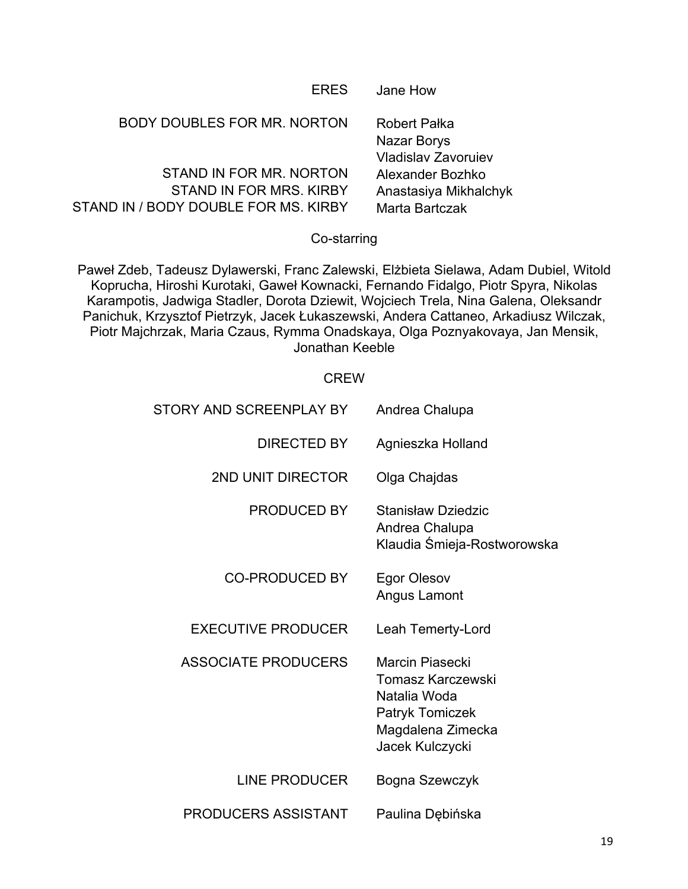| | |
|---|---|
| ERES | Jane How |
| BODY DOUBLES FOR MR. NORTON | Robert Pałka<br>Nazar Borys<br>Vladislav Zavoruiev |
| STAND IN FOR MR. NORTON | Alexander Bozhko |
| STAND IN FOR MRS. KIRBY | Anastasiya Mikhalchyk |
| STAND IN / BODY DOUBLE FOR MS. KIRBY | Marta Bartczak |

Co-starring

Paweł Zdeb, Tadeusz Dylawerski, Franc Zalewski, Elżbieta Sielawa, Adam Dubiel, Witold Koprucha, Hiroshi Kurotaki, Gaweł Kownacki, Fernando Fidalgo, Piotr Spyra, Nikolas Karampotis, Jadwiga Stadler, Dorota Dziewit, Wojciech Trela, Nina Galena, Oleksandr Panichuk, Krzysztof Pietrzyk, Jacek Łukaszewski, Andera Cattaneo, Arkadiusz Wilczak, Piotr Majchrzak, Maria Czaus, Rymma Onadskaya, Olga Poznyakovaya, Jan Mensik, Jonathan Keeble

CREW

| | |
|---|---|
| STORY AND SCREENPLAY BY | Andrea Chalupa |
| DIRECTED BY | Agnieszka Holland |
| 2ND UNIT DIRECTOR | Olga Chajdas |
| PRODUCED BY | Stanisław Dziedzic<br>Andrea Chalupa<br>Klaudia Śmieja-Rostworowska |
| CO-PRODUCED BY | Egor Olesov<br>Angus Lamont |
| EXECUTIVE PRODUCER | Leah Temerty-Lord |
| ASSOCIATE PRODUCERS | Marcin Piasecki<br>Tomasz Karczewski<br>Natalia Woda<br>Patryk Tomiczek<br>Magdalena Zimecka<br>Jacek Kulczycki |
| LINE PRODUCER | Bogna Szewczyk |
| PRODUCERS ASSISTANT | Paulina Dębińska |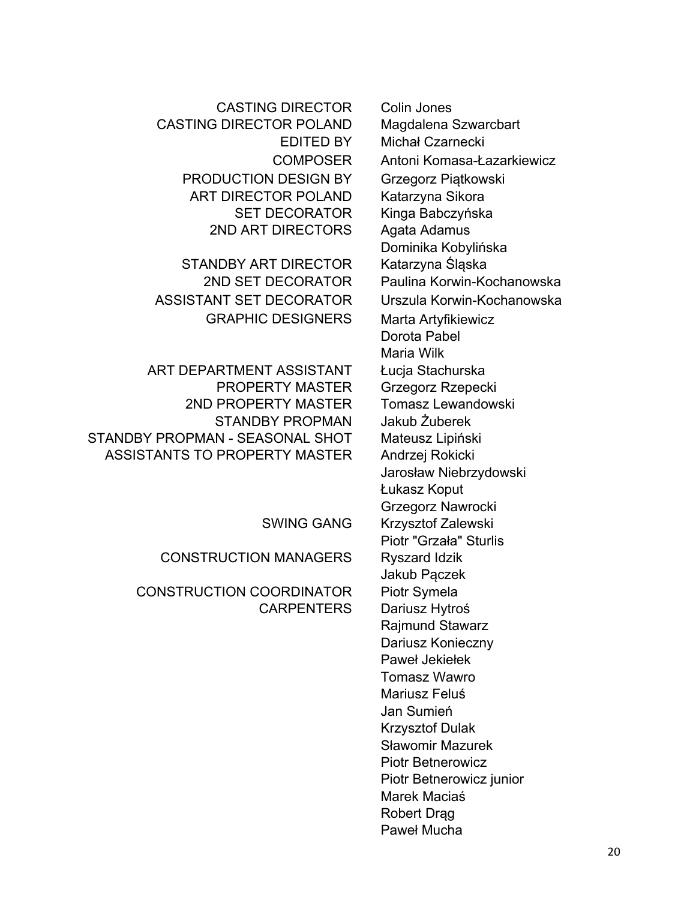| | |
|---|---|
| CASTING DIRECTOR | Colin Jones |
| CASTING DIRECTOR POLAND | Magdalena Szwarcbart |
| EDITED BY | Michał Czarnecki |
| COMPOSER | Antoni Komasa-Łazarkiewicz |
| PRODUCTION DESIGN BY | Grzegorz Piątkowski |
| ART DIRECTOR POLAND | Katarzyna Sikora |
| SET DECORATOR | Kinga Babczyńska |
| 2ND ART DIRECTORS | Agata Adamus |
| | Dominika Kobylińska |
| STANDBY ART DIRECTOR | Katarzyna Śląska |
| 2ND SET DECORATOR | Paulina Korwin-Kochanowska |
| ASSISTANT SET DECORATOR | Urszula Korwin-Kochanowska |
| GRAPHIC DESIGNERS | Marta Artyfikiewicz |
| | Dorota Pabel |
| | Maria Wilk |
| ART DEPARTMENT ASSISTANT | Łucja Stachurska |
| PROPERTY MASTER | Grzegorz Rzepecki |
| 2ND PROPERTY MASTER | Tomasz Lewandowski |
| STANDBY PROPMAN | Jakub Żuberek |
| STANDBY PROPMAN - SEASONAL SHOT | Mateusz Lipiński |
| ASSISTANTS TO PROPERTY MASTER | Andrzej Rokicki |
| | Jarosław Niebrzydowski |
| | Łukasz Koput |
| | Grzegorz Nawrocki |
| SWING GANG | Krzysztof Zalewski |
| | Piotr "Grzała" Sturlis |
| CONSTRUCTION MANAGERS | Ryszard Idzik |
| | Jakub Pączek |
| CONSTRUCTION COORDINATOR | Piotr Symela |
| CARPENTERS | Dariusz Hytroś |
| | Rajmund Stawarz |
| | Dariusz Konieczny |
| | Paweł Jekiełek |
| | Tomasz Wawro |
| | Mariusz Feluś |
| | Jan Sumień |
| | Krzysztof Dulak |
| | Sławomir Mazurek |
| | Piotr Betnerowicz |
| | Piotr Betnerowicz junior |
| | Marek Maciaś |
| | Robert Drąg |
| | Paweł Mucha |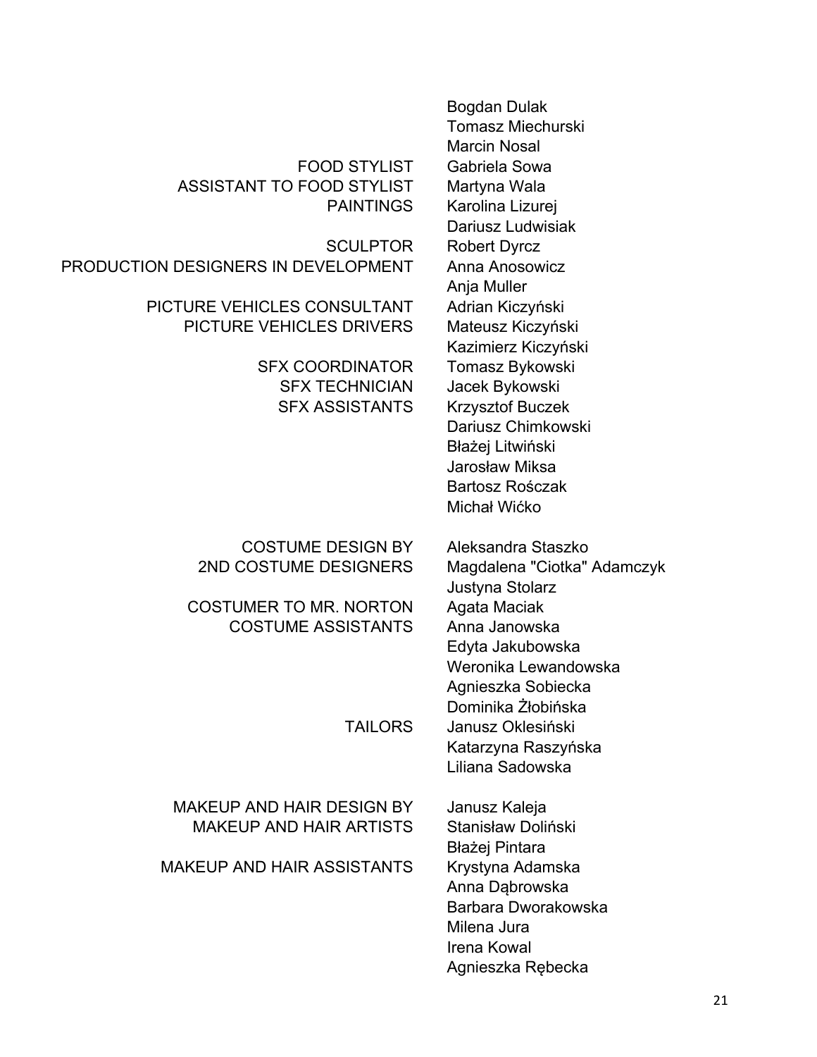| | |
|---|---|
| | Bogdan Dulak |
| | Tomasz Miechurski |
| | Marcin Nosal |
| FOOD STYLIST | Gabriela Sowa |
| ASSISTANT TO FOOD STYLIST | Martyna Wala |
| PAINTINGS | Karolina Lizurej |
| | Dariusz Ludwisiak |
| SCULPTOR | Robert Dyrcz |
| PRODUCTION DESIGNERS IN DEVELOPMENT | Anna Anosowicz |
| | Anja Muller |
| PICTURE VEHICLES CONSULTANT | Adrian Kiczyński |
| PICTURE VEHICLES DRIVERS | Mateusz Kiczyński |
| | Kazimierz Kiczyński |
| SFX COORDINATOR | Tomasz Bykowski |
| SFX TECHNICIAN | Jacek Bykowski |
| SFX ASSISTANTS | Krzysztof Buczek |
| | Dariusz Chimkowski |
| | Błażej Litwiński |
| | Jarosław Miksa |
| | Bartosz Rośczak |
| | Michał Wićko |
| | |
| COSTUME DESIGN BY | Aleksandra Staszko |
| 2ND COSTUME DESIGNERS | Magdalena "Ciotka" Adamczyk |
| | Justyna Stolarz |
| COSTUMER TO MR. NORTON | Agata Maciak |
| COSTUME ASSISTANTS | Anna Janowska |
| | Edyta Jakubowska |
| | Weronika Lewandowska |
| | Agnieszka Sobiecka |
| | Dominika Żłobińska |
| TAILORS | Janusz Oklesiński |
| | Katarzyna Raszyńska |
| | Liliana Sadowska |
| | |
| MAKEUP AND HAIR DESIGN BY | Janusz Kaleja |
| MAKEUP AND HAIR ARTISTS | Stanisław Doliński |
| | Błażej Pintara |
| MAKEUP AND HAIR ASSISTANTS | Krystyna Adamska |
| | Anna Dąbrowska |
| | Barbara Dworakowska |
| | Milena Jura |
| | Irena Kowal |
| | Agnieszka Rębecka |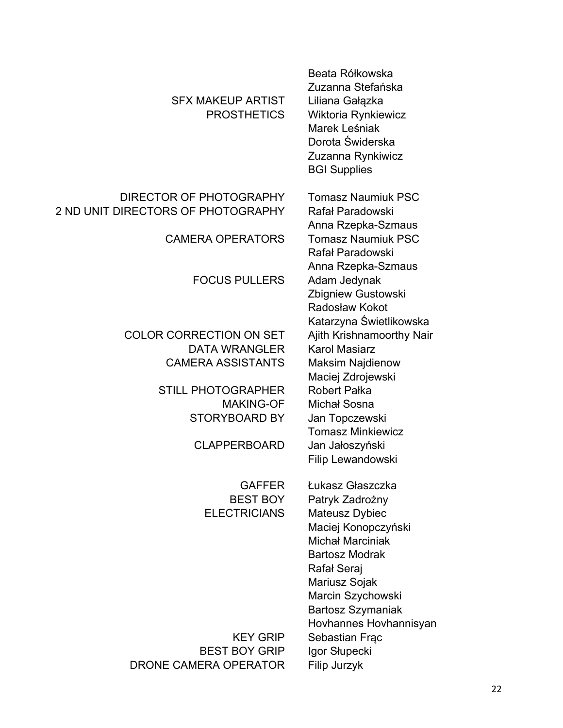| | |
|---|---|
| | Beata Rółkowska |
| | Zuzanna Stefańska |
| SFX MAKEUP ARTIST | Liliana Gałązka |
| PROSTHETICS | Wiktoria Rynkiewicz |
| | Marek Leśniak |
| | Dorota Świderska |
| | Zuzanna Rynkiwicz |
| | BGI Supplies |
| | |
| DIRECTOR OF PHOTOGRAPHY | Tomasz Naumiuk PSC |
| 2 ND UNIT DIRECTORS OF PHOTOGRAPHY | Rafał Paradowski |
| | Anna Rzepka-Szmaus |
| CAMERA OPERATORS | Tomasz Naumiuk PSC |
| | Rafał Paradowski |
| | Anna Rzepka-Szmaus |
| FOCUS PULLERS | Adam Jedynak |
| | Zbigniew Gustowski |
| | Radosław Kokot |
| | Katarzyna Świetlikowska |
| COLOR CORRECTION ON SET | Ajith Krishnamoorthy Nair |
| DATA WRANGLER | Karol Masiarz |
| CAMERA ASSISTANTS | Maksim Najdienow |
| | Maciej Zdrojewski |
| STILL PHOTOGRAPHER | Robert Pałka |
| MAKING-OF | Michał Sosna |
| STORYBOARD BY | Jan Topczewski |
| | Tomasz Minkiewicz |
| CLAPPERBOARD | Jan Jałoszyński |
| | Filip Lewandowski |
| | |
| GAFFER | Łukasz Głaszczka |
| BEST BOY | Patryk Zadrożny |
| ELECTRICIANS | Mateusz Dybiec |
| | Maciej Konopczyński |
| | Michał Marciniak |
| | Bartosz Modrak |
| | Rafał Seraj |
| | Mariusz Sojak |
| | Marcin Szychowski |
| | Bartosz Szymaniak |
| | Hovhannes Hovhannisyan |
| KEY GRIP | Sebastian Frąc |
| BEST BOY GRIP | Igor Słupecki |
| DRONE CAMERA OPERATOR | Filip Jurzyk |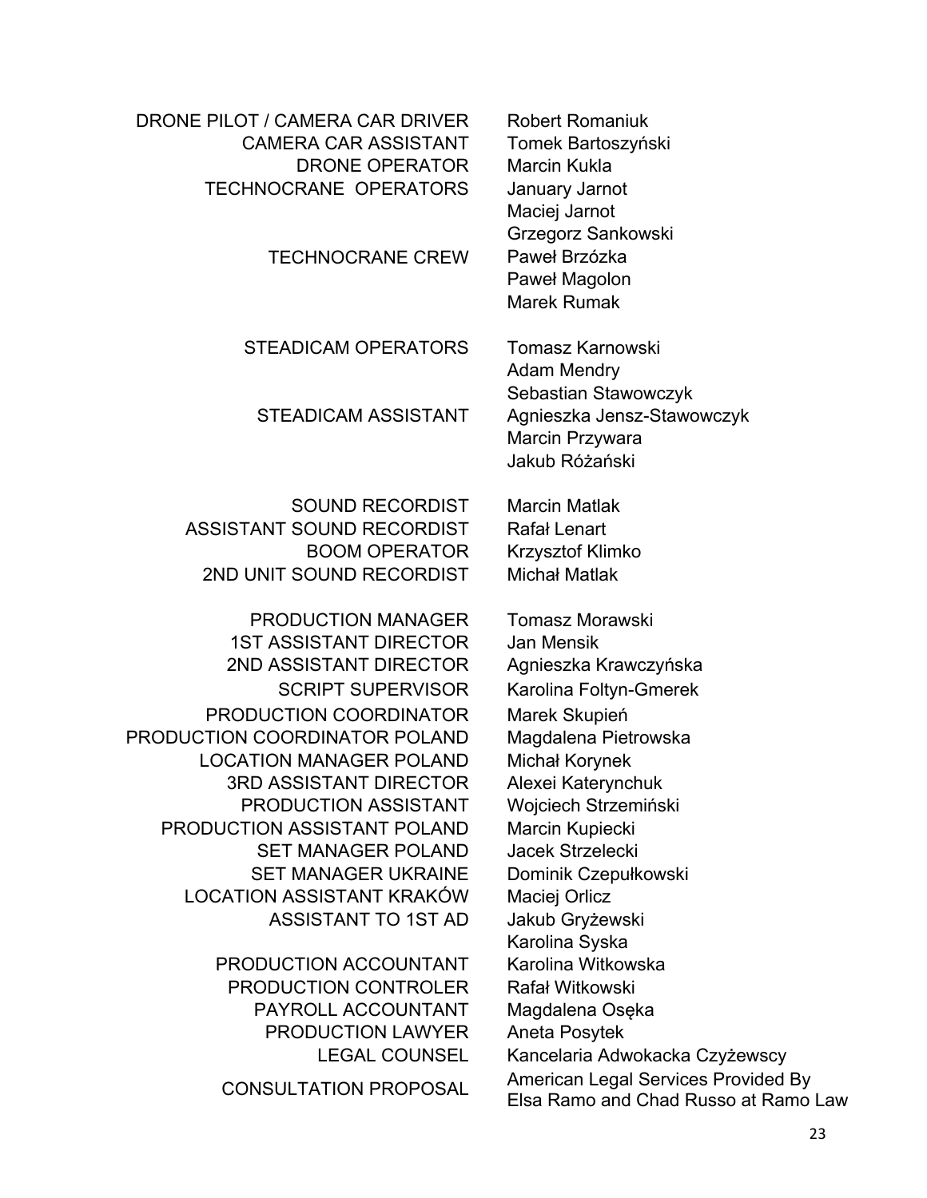| | |
|---|---|
| DRONE PILOT / CAMERA CAR DRIVER | Robert Romaniuk |
| CAMERA CAR ASSISTANT | Tomek Bartoszyński |
| DRONE OPERATOR | Marcin Kukla |
| TECHNOCRANE OPERATORS | January Jarnot |
| | Maciej Jarnot |
| | Grzegorz Sankowski |
| TECHNOCRANE CREW | Paweł Brzózka |
| | Paweł Magolon |
| | Marek Rumak |
| | |
| STEADICAM OPERATORS | Tomasz Karnowski |
| | Adam Mendry |
| | Sebastian Stawowczyk |
| STEADICAM ASSISTANT | Agnieszka Jensz-Stawowczyk |
| | Marcin Przywara |
| | Jakub Różański |
| | |
| SOUND RECORDIST | Marcin Matlak |
| ASSISTANT SOUND RECORDIST | Rafał Lenart |
| BOOM OPERATOR | Krzysztof Klimko |
| 2ND UNIT SOUND RECORDIST | Michał Matlak |
| | |
| PRODUCTION MANAGER | Tomasz Morawski |
| 1ST ASSISTANT DIRECTOR | Jan Mensik |
| 2ND ASSISTANT DIRECTOR | Agnieszka Krawczyńska |
| SCRIPT SUPERVISOR | Karolina Foltyn-Gmerek |
| PRODUCTION COORDINATOR | Marek Skupień |
| PRODUCTION COORDINATOR POLAND | Magdalena Pietrowska |
| LOCATION MANAGER POLAND | Michał Korynek |
| 3RD ASSISTANT DIRECTOR | Alexei Katerynchuk |
| PRODUCTION ASSISTANT | Wojciech Strzemiński |
| PRODUCTION ASSISTANT POLAND | Marcin Kupiecki |
| SET MANAGER POLAND | Jacek Strzelecki |
| SET MANAGER UKRAINE | Dominik Czepułkowski |
| LOCATION ASSISTANT KRAKÓW | Maciej Orlicz |
| ASSISTANT TO 1ST AD | Jakub Gryżewski |
| | Karolina Syska |
| PRODUCTION ACCOUNTANT | Karolina Witkowska |
| PRODUCTION CONTROLER | Rafał Witkowski |
| PAYROLL ACCOUNTANT | Magdalena Osęka |
| PRODUCTION LAWYER | Aneta Posytek |
| LEGAL COUNSEL | Kancelaria Adwokacka Czyżewscy |
| CONSULTATION PROPOSAL | American Legal Services Provided By Elsa Ramo and Chad Russo at Ramo Law |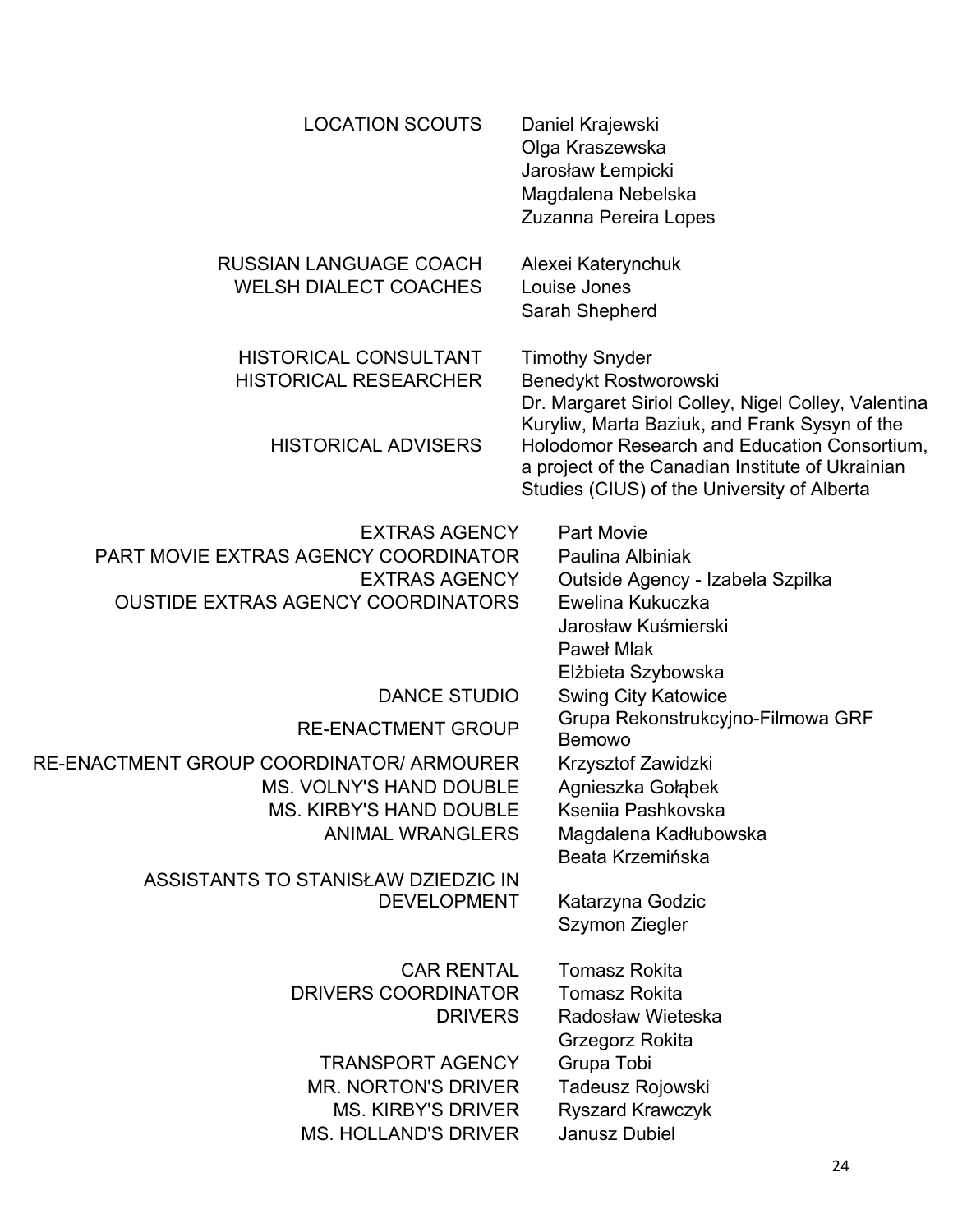| | |
|---|---|
| LOCATION SCOUTS | Daniel Krajewski |
| | Olga Kraszewska |
| | Jarosław Łempicki |
| | Magdalena Nebelska |
| | Zuzanna Pereira Lopes |
| RUSSIAN LANGUAGE COACH | Alexei Katerynchuk |
| WELSH DIALECT COACHES | Louise Jones |
| | Sarah Shepherd |
| HISTORICAL CONSULTANT | Timothy Snyder |
| HISTORICAL RESEARCHER | Benedykt Rostworowski |
| HISTORICAL ADVISERS | Dr. Margaret Siriol Colley, Nigel Colley, Valentina Kuryliw, Marta Baziuk, and Frank Sysyn of the Holodomor Research and Education Consortium, a project of the Canadian Institute of Ukrainian Studies (CIUS) of the University of Alberta |
| EXTRAS AGENCY | Part Movie |
| PART MOVIE EXTRAS AGENCY COORDINATOR | Paulina Albiniak |
| EXTRAS AGENCY | Outside Agency - Izabela Szpilka |
| OUSTIDE EXTRAS AGENCY COORDINATORS | Ewelina Kukuczka |
| | Jarosław Kuśmierski |
| | Paweł Mlak |
| | Elżbieta Szybowska |
| DANCE STUDIO | Swing City Katowice |
| RE-ENACTMENT GROUP | Grupa Rekonstrukcyjno-Filmowa GRF Bemowo |
| RE-ENACTMENT GROUP COORDINATOR/ ARMOURER | Krzysztof Zawidzki |
| MS. VOLNY'S HAND DOUBLE | Agnieszka Gołąbek |
| MS. KIRBY'S HAND DOUBLE | Kseniia Pashkovska |
| ANIMAL WRANGLERS | Magdalena Kadłubowska |
| | Beata Krzemińska |
| ASSISTANTS TO STANISŁAW DZIEDZIC IN DEVELOPMENT | Katarzyna Godzic |
| | Szymon Ziegler |
| CAR RENTAL | Tomasz Rokita |
| DRIVERS COORDINATOR | Tomasz Rokita |
| DRIVERS | Radosław Wieteska |
| | Grzegorz Rokita |
| TRANSPORT AGENCY | Grupa Tobi |
| MR. NORTON'S DRIVER | Tadeusz Rojowski |
| MS. KIRBY'S DRIVER | Ryszard Krawczyk |
| MS. HOLLAND'S DRIVER | Janusz Dubiel |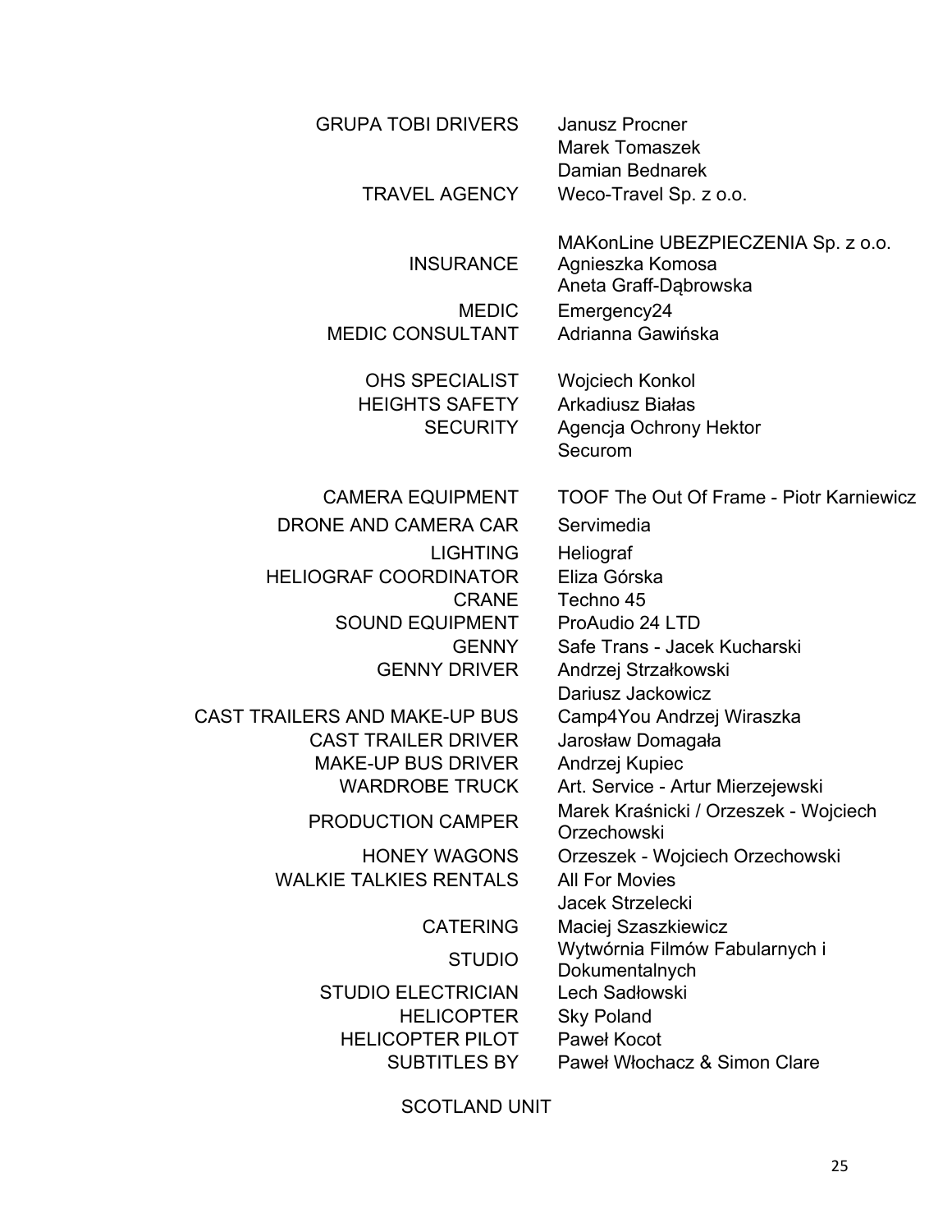| | |
|---|---|
| GRUPA TOBI DRIVERS | Janusz Procner |
| | Marek Tomaszek |
| | Damian Bednarek |
| TRAVEL AGENCY | Weco-Travel Sp. z o.o. |
| | |
| INSURANCE | MAKonLine UBEZPIECZENIA Sp. z o.o. |
| | Agnieszka Komosa |
| | Aneta Graff-Dąbrowska |
| MEDIC | Emergency24 |
| MEDIC CONSULTANT | Adrianna Gawińska |
| | |
| OHS SPECIALIST | Wojciech Konkol |
| HEIGHTS SAFETY | Arkadiusz Białas |
| SECURITY | Agencja Ochrony Hektor |
| | Securom |
| | |
| CAMERA EQUIPMENT | TOOF The Out Of Frame - Piotr Karniewicz |
| DRONE AND CAMERA CAR | Servimedia |
| LIGHTING | Heliograf |
| HELIOGRAF COORDINATOR | Eliza Górska |
| CRANE | Techno 45 |
| SOUND EQUIPMENT | ProAudio 24 LTD |
| GENNY | Safe Trans - Jacek Kucharski |
| GENNY DRIVER | Andrzej Strzałkowski |
| | Dariusz Jackowicz |
| CAST TRAILERS AND MAKE-UP BUS | Camp4You Andrzej Wiraszka |
| CAST TRAILER DRIVER | Jarosław Domagała |
| MAKE-UP BUS DRIVER | Andrzej Kupiec |
| WARDROBE TRUCK | Art. Service - Artur Mierzejewski |
| PRODUCTION CAMPER | Marek Kraśnicki / Orzeszek - Wojciech Orzechowski |
| HONEY WAGONS | Orzeszek - Wojciech Orzechowski |
| WALKIE TALKIES RENTALS | All For Movies |
| | Jacek Strzelecki |
| CATERING | Maciej Szaszkiewicz |
| STUDIO | Wytwórnia Filmów Fabularnych i Dokumentalnych |
| STUDIO ELECTRICIAN | Lech Sadłowski |
| HELICOPTER | Sky Poland |
| HELICOPTER PILOT | Paweł Kocot |
| SUBTITLES BY | Paweł Włochacz & Simon Clare |

SCOTLAND UNIT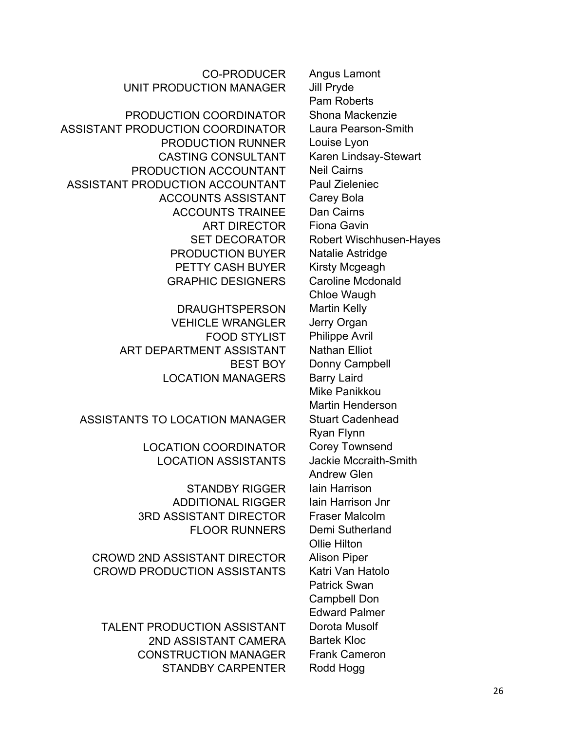| | |
|---|---|
| CO-PRODUCER | Angus Lamont |
| UNIT PRODUCTION MANAGER | Jill Pryde |
| | Pam Roberts |
| PRODUCTION COORDINATOR | Shona Mackenzie |
| ASSISTANT PRODUCTION COORDINATOR | Laura Pearson-Smith |
| PRODUCTION RUNNER | Louise Lyon |
| CASTING CONSULTANT | Karen Lindsay-Stewart |
| PRODUCTION ACCOUNTANT | Neil Cairns |
| ASSISTANT PRODUCTION ACCOUNTANT | Paul Zieleniec |
| ACCOUNTS ASSISTANT | Carey Bola |
| ACCOUNTS TRAINEE | Dan Cairns |
| ART DIRECTOR | Fiona Gavin |
| SET DECORATOR | Robert Wischhusen-Hayes |
| PRODUCTION BUYER | Natalie Astridge |
| PETTY CASH BUYER | Kirsty Mcgeagh |
| GRAPHIC DESIGNERS | Caroline Mcdonald |
| | Chloe Waugh |
| DRAUGHTSPERSON | Martin Kelly |
| VEHICLE WRANGLER | Jerry Organ |
| FOOD STYLIST | Philippe Avril |
| ART DEPARTMENT ASSISTANT | Nathan Elliot |
| BEST BOY | Donny Campbell |
| LOCATION MANAGERS | Barry Laird |
| | Mike Panikkou |
| | Martin Henderson |
| ASSISTANTS TO LOCATION MANAGER | Stuart Cadenhead |
| | Ryan Flynn |
| LOCATION COORDINATOR | Corey Townsend |
| LOCATION ASSISTANTS | Jackie Mccraith-Smith |
| | Andrew Glen |
| STANDBY RIGGER | Iain Harrison |
| ADDITIONAL RIGGER | Iain Harrison Jnr |
| 3RD ASSISTANT DIRECTOR | Fraser Malcolm |
| FLOOR RUNNERS | Demi Sutherland |
| | Ollie Hilton |
| CROWD 2ND ASSISTANT DIRECTOR | Alison Piper |
| CROWD PRODUCTION ASSISTANTS | Katri Van Hatolo |
| | Patrick Swan |
| | Campbell Don |
| | Edward Palmer |
| TALENT PRODUCTION ASSISTANT | Dorota Musolf |
| 2ND ASSISTANT CAMERA | Bartek Kloc |
| CONSTRUCTION MANAGER | Frank Cameron |
| STANDBY CARPENTER | Rodd Hogg |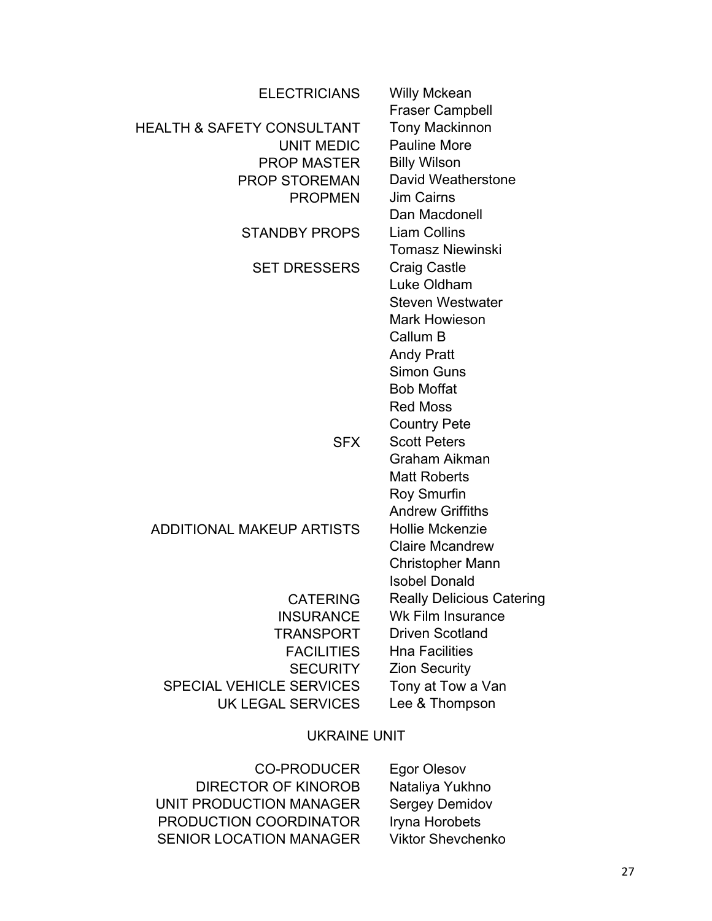| | |
|---|---|
| ELECTRICIANS | Willy Mckean |
| | Fraser Campbell |
| HEALTH & SAFETY CONSULTANT | Tony Mackinnon |
| UNIT MEDIC | Pauline More |
| PROP MASTER | Billy Wilson |
| PROP STOREMAN | David Weatherstone |
| PROPMEN | Jim Cairns |
| | Dan Macdonell |
| STANDBY PROPS | Liam Collins |
| | Tomasz Niewinski |
| SET DRESSERS | Craig Castle |
| | Luke Oldham |
| | Steven Westwater |
| | Mark Howieson |
| | Callum B |
| | Andy Pratt |
| | Simon Guns |
| | Bob Moffat |
| | Red Moss |
| | Country Pete |
| SFX | Scott Peters |
| | Graham Aikman |
| | Matt Roberts |
| | Roy Smurfin |
| | Andrew Griffiths |
| ADDITIONAL MAKEUP ARTISTS | Hollie Mckenzie |
| | Claire Mcandrew |
| | Christopher Mann |
| | Isobel Donald |
| CATERING | Really Delicious Catering |
| INSURANCE | Wk Film Insurance |
| TRANSPORT | Driven Scotland |
| FACILITIES | Hna Facilities |
| SECURITY | Zion Security |
| SPECIAL VEHICLE SERVICES | Tony at Tow a Van |
| UK LEGAL SERVICES | Lee & Thompson |

## UKRAINE UNIT

| | |
|---|---|
| CO-PRODUCER | Egor Olesov |
| DIRECTOR OF KINOROB | Nataliya Yukhno |
| UNIT PRODUCTION MANAGER | Sergey Demidov |
| PRODUCTION COORDINATOR | Iryna Horobets |
| SENIOR LOCATION MANAGER | Viktor Shevchenko |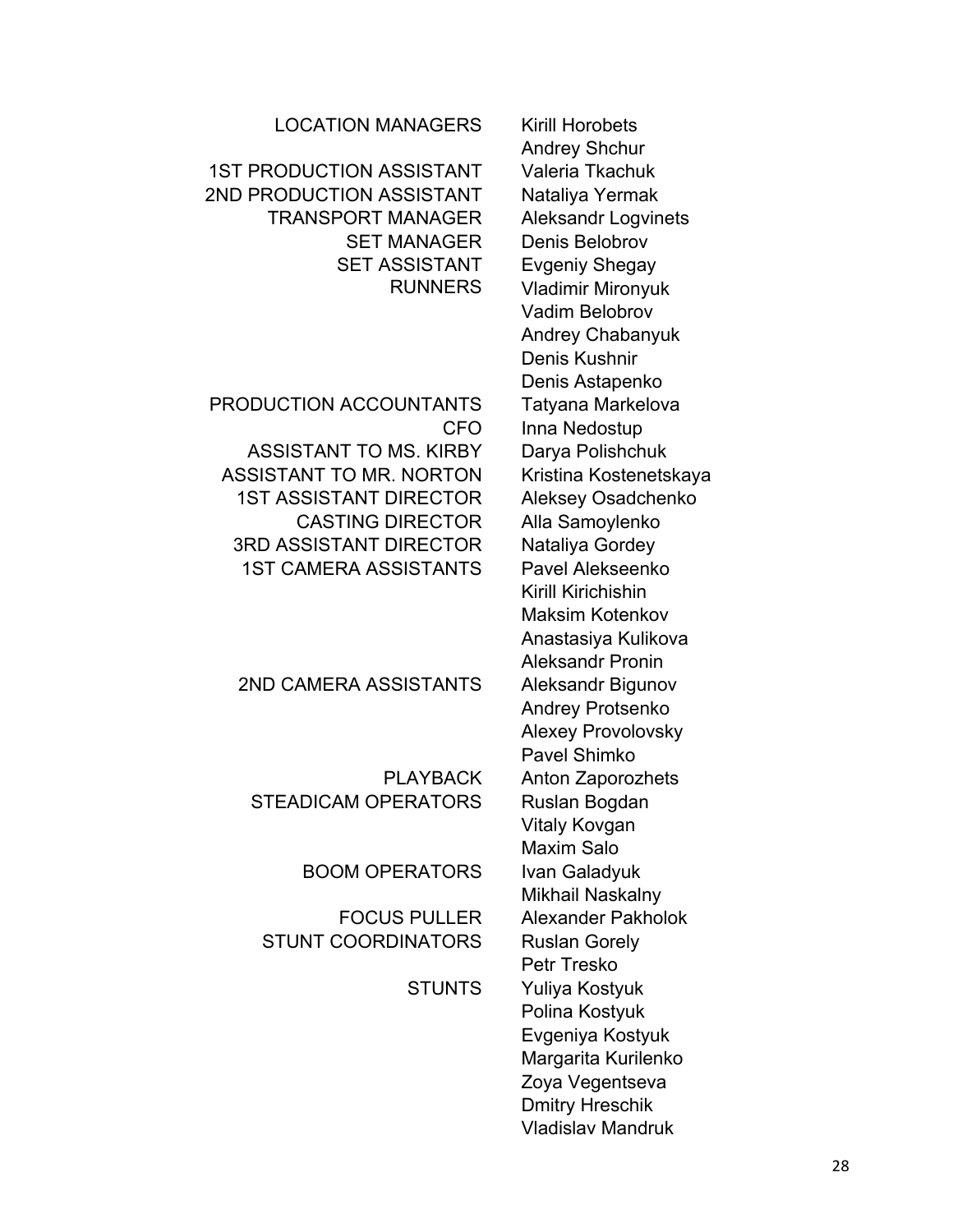| | |
|---|---|
| LOCATION MANAGERS | Kirill Horobets |
| | Andrey Shchur |
| 1ST PRODUCTION ASSISTANT | Valeria Tkachuk |
| 2ND PRODUCTION ASSISTANT | Nataliya Yermak |
| TRANSPORT MANAGER | Aleksandr Logvinets |
| SET MANAGER | Denis Belobrov |
| SET ASSISTANT | Evgeniy Shegay |
| RUNNERS | Vladimir Mironyuk |
| | Vadim Belobrov |
| | Andrey Chabanyuk |
| | Denis Kushnir |
| | Denis Astapenko |
| PRODUCTION ACCOUNTANTS | Tatyana Markelova |
| CFO | Inna Nedostup |
| ASSISTANT TO MS. KIRBY | Darya Polishchuk |
| ASSISTANT TO MR. NORTON | Kristina Kostenetskaya |
| 1ST ASSISTANT DIRECTOR | Aleksey Osadchenko |
| CASTING DIRECTOR | Alla Samoylenko |
| 3RD ASSISTANT DIRECTOR | Nataliya Gordey |
| 1ST CAMERA ASSISTANTS | Pavel Alekseenko |
| | Kirill Kirichishin |
| | Maksim Kotenkov |
| | Anastasiya Kulikova |
| | Aleksandr Pronin |
| 2ND CAMERA ASSISTANTS | Aleksandr Bigunov |
| | Andrey Protsenko |
| | Alexey Provolovsky |
| | Pavel Shimko |
| PLAYBACK | Anton Zaporozhets |
| STEADICAM OPERATORS | Ruslan Bogdan |
| | Vitaly Kovgan |
| | Maxim Salo |
| BOOM OPERATORS | Ivan Galadyuk |
| | Mikhail Naskalny |
| FOCUS PULLER | Alexander Pakholok |
| STUNT COORDINATORS | Ruslan Gorely |
| | Petr Tresko |
| STUNTS | Yuliya Kostyuk |
| | Polina Kostyuk |
| | Evgeniya Kostyuk |
| | Margarita Kurilenko |
| | Zoya Vegentseva |
| | Dmitry Hreschik |
| | Vladislav Mandruk |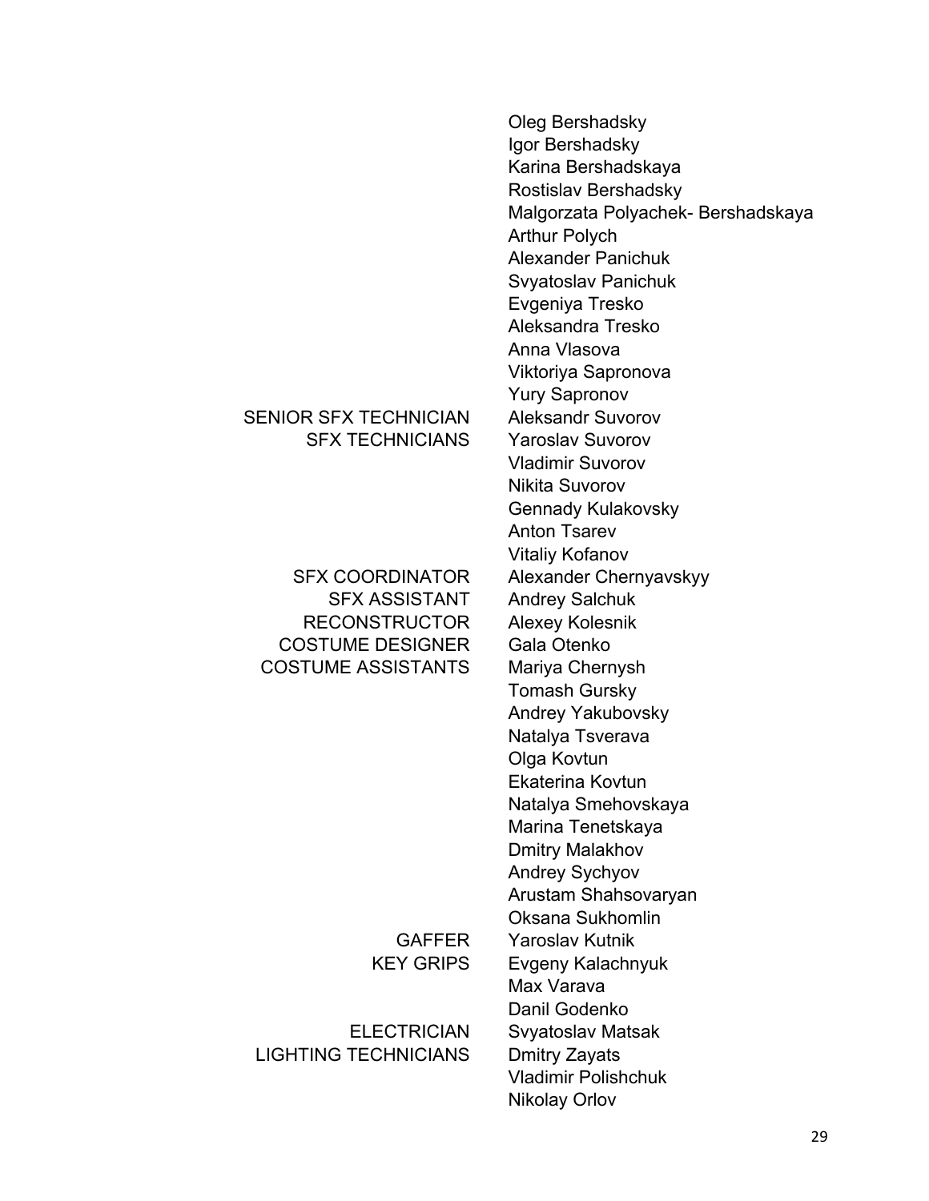| | |
|---|---|
| | Oleg Bershadsky |
| | Igor Bershadsky |
| | Karina Bershadskaya |
| | Rostislav Bershadsky |
| | Malgorzata Polyachek- Bershadskaya |
| | Arthur Polych |
| | Alexander Panichuk |
| | Svyatoslav Panichuk |
| | Evgeniya Tresko |
| | Aleksandra Tresko |
| | Anna Vlasova |
| | Viktoriya Sapronova |
| | Yury Sapronov |
| SENIOR SFX TECHNICIAN | Aleksandr Suvorov |
| SFX TECHNICIANS | Yaroslav Suvorov |
| | Vladimir Suvorov |
| | Nikita Suvorov |
| | Gennady Kulakovsky |
| | Anton Tsarev |
| | Vitaliy Kofanov |
| SFX COORDINATOR | Alexander Chernyavskyy |
| SFX ASSISTANT | Andrey Salchuk |
| RECONSTRUCTOR | Alexey Kolesnik |
| COSTUME DESIGNER | Gala Otenko |
| COSTUME ASSISTANTS | Mariya Chernysh |
| | Tomash Gursky |
| | Andrey Yakubovsky |
| | Natalya Tsverava |
| | Olga Kovtun |
| | Ekaterina Kovtun |
| | Natalya Smehovskaya |
| | Marina Tenetskaya |
| | Dmitry Malakhov |
| | Andrey Sychyov |
| | Arustam Shahsovaryan |
| | Oksana Sukhomlin |
| GAFFER | Yaroslav Kutnik |
| KEY GRIPS | Evgeny Kalachnyuk |
| | Max Varava |
| | Danil Godenko |
| ELECTRICIAN | Svyatoslav Matsak |
| LIGHTING TECHNICIANS | Dmitry Zayats |
| | Vladimir Polishchuk |
| | Nikolay Orlov |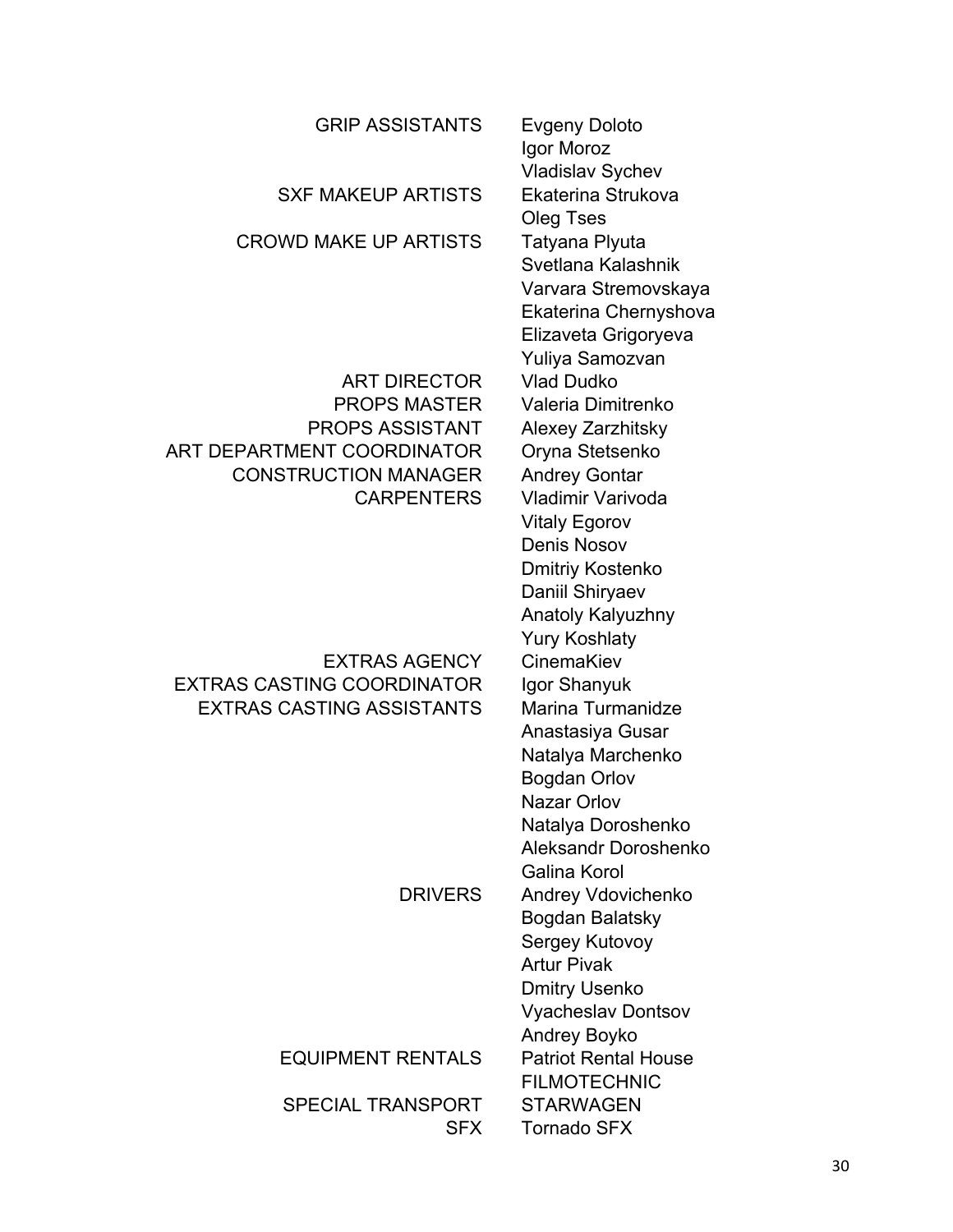| | |
|---|---|
| GRIP ASSISTANTS | Evgeny Doloto |
| | Igor Moroz |
| | Vladislav Sychev |
| SXF MAKEUP ARTISTS | Ekaterina Strukova |
| | Oleg Tses |
| CROWD MAKE UP ARTISTS | Tatyana Plyuta |
| | Svetlana Kalashnik |
| | Varvara Stremovskaya |
| | Ekaterina Chernyshova |
| | Elizaveta Grigoryeva |
| | Yuliya Samozvan |
| ART DIRECTOR | Vlad Dudko |
| PROPS MASTER | Valeria Dimitrenko |
| PROPS ASSISTANT | Alexey Zarzhitsky |
| ART DEPARTMENT COORDINATOR | Oryna Stetsenko |
| CONSTRUCTION MANAGER | Andrey Gontar |
| CARPENTERS | Vladimir Varivoda |
| | Vitaly Egorov |
| | Denis Nosov |
| | Dmitriy Kostenko |
| | Daniil Shiryaev |
| | Anatoly Kalyuzhny |
| | Yury Koshlaty |
| EXTRAS AGENCY | CinemaKiev |
| EXTRAS CASTING COORDINATOR | Igor Shanyuk |
| EXTRAS CASTING ASSISTANTS | Marina Turmanidze |
| | Anastasiya Gusar |
| | Natalya Marchenko |
| | Bogdan Orlov |
| | Nazar Orlov |
| | Natalya Doroshenko |
| | Aleksandr Doroshenko |
| | Galina Korol |
| DRIVERS | Andrey Vdovichenko |
| | Bogdan Balatsky |
| | Sergey Kutovoy |
| | Artur Pivak |
| | Dmitry Usenko |
| | Vyacheslav Dontsov |
| | Andrey Boyko |
| EQUIPMENT RENTALS | Patriot Rental House |
| | FILMOTECHNIC |
| SPECIAL TRANSPORT | STARWAGEN |
| SFX | Tornado SFX |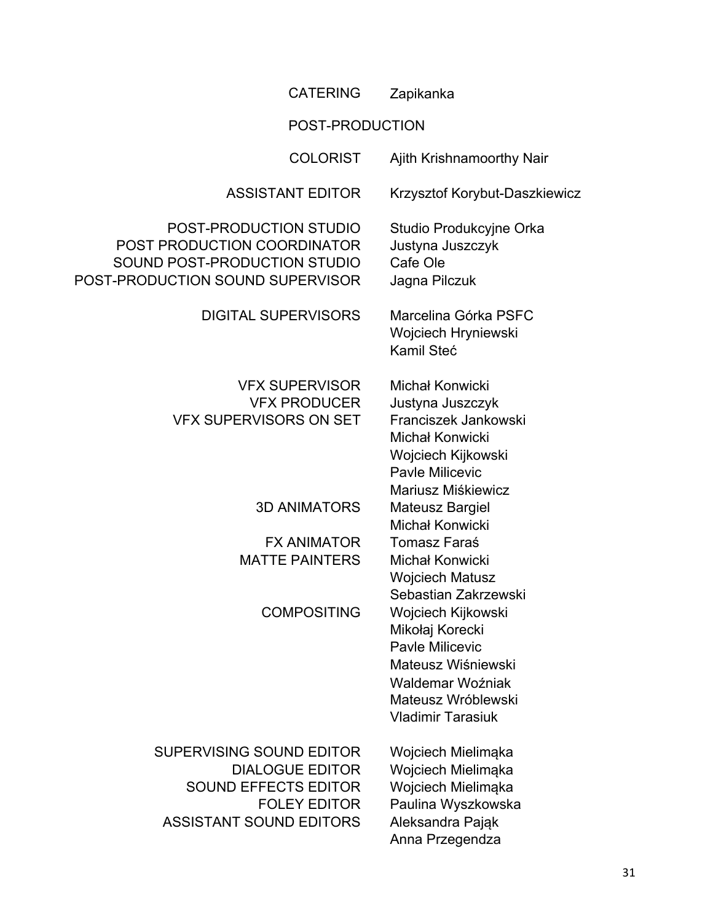| | |
|---|---|
| CATERING | Zapikanka |

POST-PRODUCTION

| | |
|---|---|
| COLORIST | Ajith Krishnamoorthy Nair |
| ASSISTANT EDITOR | Krzysztof Korybut-Daszkiewicz |
| POST-PRODUCTION STUDIO | Studio Produkcyjne Orka |
| POST PRODUCTION COORDINATOR | Justyna Juszczyk |
| SOUND POST-PRODUCTION STUDIO | Cafe Ole |
| POST-PRODUCTION SOUND SUPERVISOR | Jagna Pilczuk |
| DIGITAL SUPERVISORS | Marcelina Górka PSFC |
| | Wojciech Hryniewski |
| | Kamil Steć |
| VFX SUPERVISOR | Michał Konwicki |
| VFX PRODUCER | Justyna Juszczyk |
| VFX SUPERVISORS ON SET | Franciszek Jankowski |
| | Michał Konwicki |
| | Wojciech Kijkowski |
| | Pavle Milicevic |
| | Mariusz Miśkiewicz |
| 3D ANIMATORS | Mateusz Bargiel |
| | Michał Konwicki |
| FX ANIMATOR | Tomasz Faraś |
| MATTE PAINTERS | Michał Konwicki |
| | Wojciech Matusz |
| | Sebastian Zakrzewski |
| COMPOSITING | Wojciech Kijkowski |
| | Mikołaj Korecki |
| | Pavle Milicevic |
| | Mateusz Wiśniewski |
| | Waldemar Woźniak |
| | Mateusz Wróblewski |
| | Vladimir Tarasiuk |
| SUPERVISING SOUND EDITOR | Wojciech Mielimąka |
| DIALOGUE EDITOR | Wojciech Mielimąka |
| SOUND EFFECTS EDITOR | Wojciech Mielimąka |
| FOLEY EDITOR | Paulina Wyszkowska |
| ASSISTANT SOUND EDITORS | Aleksandra Pająk |
| | Anna Przegendza |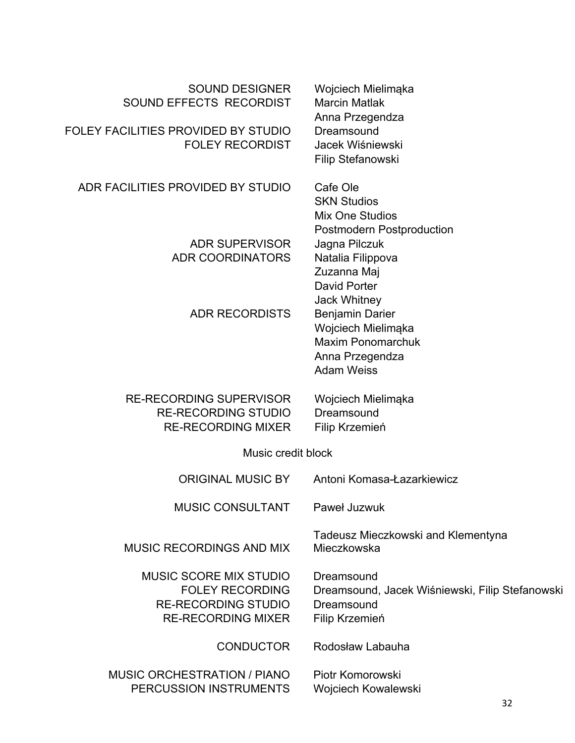| | |
|---|---|
| SOUND DESIGNER | Wojciech Mielimąka |
| SOUND EFFECTS RECORDIST | Marcin Matlak |
| | Anna Przegendza |
| FOLEY FACILITIES PROVIDED BY STUDIO | Dreamsound |
| FOLEY RECORDIST | Jacek Wiśniewski |
| | Filip Stefanowski |
| | |
| ADR FACILITIES PROVIDED BY STUDIO | Cafe Ole |
| | SKN Studios |
| | Mix One Studios |
| | Postmodern Postproduction |
| ADR SUPERVISOR | Jagna Pilczuk |
| ADR COORDINATORS | Natalia Filippova |
| | Zuzanna Maj |
| | David Porter |
| | Jack Whitney |
| ADR RECORDISTS | Benjamin Darier |
| | Wojciech Mielimąka |
| | Maxim Ponomarchuk |
| | Anna Przegendza |
| | Adam Weiss |
| | |
| RE-RECORDING SUPERVISOR | Wojciech Mielimąka |
| RE-RECORDING STUDIO | Dreamsound |
| RE-RECORDING MIXER | Filip Krzemień |

Music credit block

| | |
|---|---|
| ORIGINAL MUSIC BY | Antoni Komasa-Łazarkiewicz |
| | |
| MUSIC CONSULTANT | Paweł Juzwuk |
| | |
| MUSIC RECORDINGS AND MIX | Tadeusz Mieczkowski and Klementyna Mieczkowska |
| | |
| MUSIC SCORE MIX STUDIO | Dreamsound |
| FOLEY RECORDING | Dreamsound, Jacek Wiśniewski, Filip Stefanowski |
| RE-RECORDING STUDIO | Dreamsound |
| RE-RECORDING MIXER | Filip Krzemień |
| | |
| CONDUCTOR | Rodosław Labauha |
| | |
| MUSIC ORCHESTRATION / PIANO | Piotr Komorowski |
| PERCUSSION INSTRUMENTS | Wojciech Kowalewski |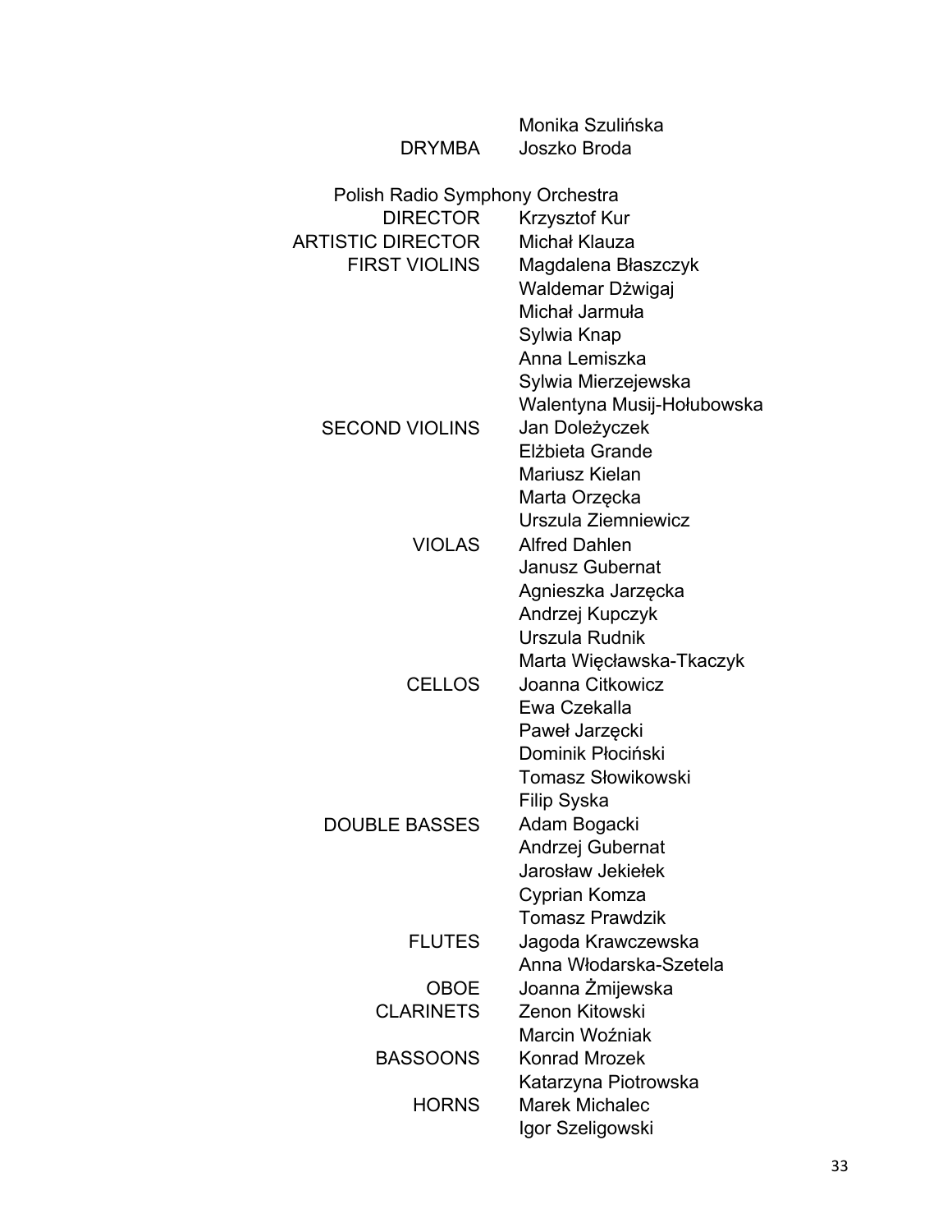Monika Szulińska

DRYMBA Joszko Broda

Polish Radio Symphony Orchestra

| | |
|---|---|
| DIRECTOR | Krzysztof Kur |
| ARTISTIC DIRECTOR | Michał Klauza |
| FIRST VIOLINS | Magdalena Błaszczyk |
| | Waldemar Dźwigaj |
| | Michał Jarmuła |
| | Sylwia Knap |
| | Anna Lemiszka |
| | Sylwia Mierzejewska |
| | Walentyna Musij-Hołubowska |
| SECOND VIOLINS | Jan Doleżyczek |
| | Elżbieta Grande |
| | Mariusz Kielan |
| | Marta Orzęcka |
| | Urszula Ziemniewicz |
| VIOLAS | Alfred Dahlen |
| | Janusz Gubernat |
| | Agnieszka Jarzęcka |
| | Andrzej Kupczyk |
| | Urszula Rudnik |
| | Marta Więcławska-Tkaczyk |
| CELLOS | Joanna Citkowicz |
| | Ewa Czekalla |
| | Paweł Jarzęcki |
| | Dominik Płociński |
| | Tomasz Słowikowski |
| | Filip Syska |
| DOUBLE BASSES | Adam Bogacki |
| | Andrzej Gubernat |
| | Jarosław Jekiełek |
| | Cyprian Komza |
| | Tomasz Prawdzik |
| FLUTES | Jagoda Krawczewska |
| | Anna Włodarska-Szetela |
| OBOE | Joanna Żmijewska |
| CLARINETS | Zenon Kitowski |
| | Marcin Woźniak |
| BASSOONS | Konrad Mrozek |
| | Katarzyna Piotrowska |
| HORNS | Marek Michalec |
| | Igor Szeligowski |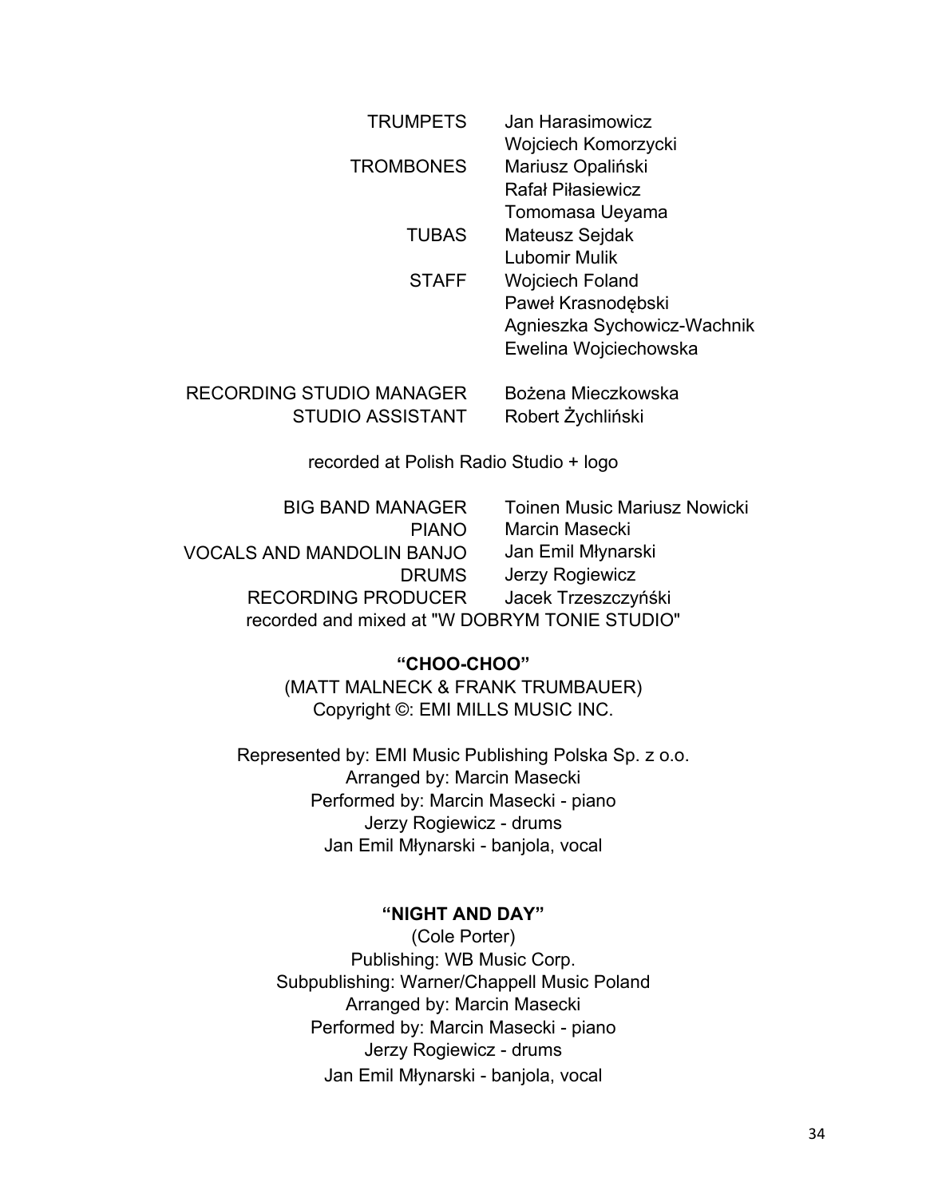| | |
|---|---|
| TRUMPETS | Jan Harasimowicz |
| | Wojciech Komorzycki |
| TROMBONES | Mariusz Opaliński |
| | Rafał Piłasiewicz |
| | Tomomasa Ueyama |
| TUBAS | Mateusz Sejdak |
| | Lubomir Mulik |
| STAFF | Wojciech Foland |
| | Paweł Krasnodębski |
| | Agnieszka Sychowicz-Wachnik |
| | Ewelina Wojciechowska |

| | |
|---|---|
| RECORDING STUDIO MANAGER | Bożena Mieczkowska |
| STUDIO ASSISTANT | Robert Żychliński |

recorded at Polish Radio Studio + logo

| | |
|---|---|
| BIG BAND MANAGER | Toinen Music Mariusz Nowicki |
| PIANO | Marcin Masecki |
| VOCALS AND MANDOLIN BANJO | Jan Emil Młynarski |
| DRUMS | Jerzy Rogiewicz |
| RECORDING PRODUCER | Jacek Trzeszczyński |

recorded and mixed at "W DOBRYM TONIE STUDIO"

**"CHOO-CHOO"**

(MATT MALNECK & FRANK TRUMBAUER)
Copyright ©: EMI MILLS MUSIC INC.

Represented by: EMI Music Publishing Polska Sp. z o.o.
Arranged by: Marcin Masecki
Performed by: Marcin Masecki - piano
Jerzy Rogiewicz - drums
Jan Emil Młynarski - banjola, vocal

**"NIGHT AND DAY"**

(Cole Porter)
Publishing: WB Music Corp.
Subpublishing: Warner/Chappell Music Poland
Arranged by: Marcin Masecki
Performed by: Marcin Masecki - piano
Jerzy Rogiewicz - drums
Jan Emil Młynarski - banjola, vocal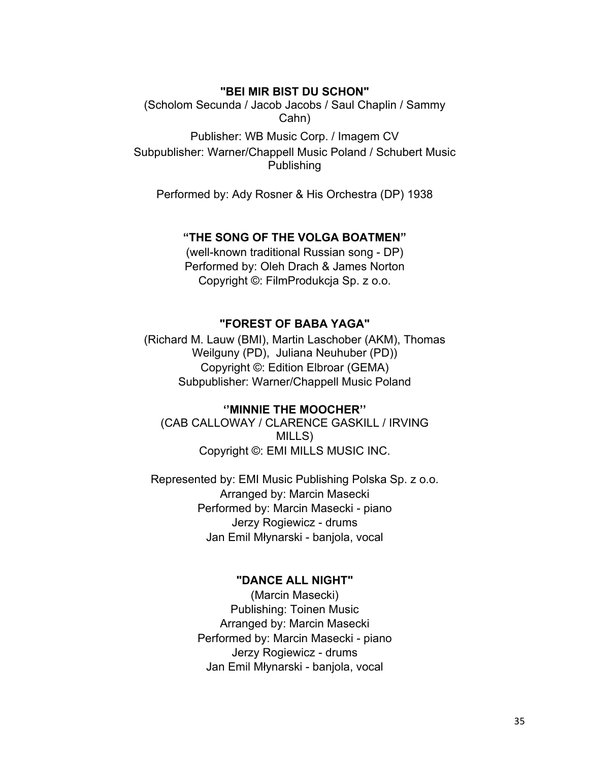**"BEI MIR BIST DU SCHON"**

(Scholom Secunda / Jacob Jacobs / Saul Chaplin / Sammy Cahn)

Publisher: WB Music Corp. / Imagem CV
Subpublisher: Warner/Chappell Music Poland / Schubert Music Publishing

Performed by: Ady Rosner & His Orchestra (DP) 1938

**"THE SONG OF THE VOLGA BOATMEN"**

(well-known traditional Russian song - DP)
Performed by: Oleh Drach & James Norton
Copyright ©: FilmProdukcja Sp. z o.o.

**"FOREST OF BABA YAGA"**

(Richard M. Lauw (BMI), Martin Laschober (AKM), Thomas Weilguny (PD), Juliana Neuhuber (PD))
Copyright ©: Edition Elbroar (GEMA)
Subpublisher: Warner/Chappell Music Poland

**''MINNIE THE MOOCHER''**

(CAB CALLOWAY / CLARENCE GASKILL / IRVING MILLS)
Copyright ©: EMI MILLS MUSIC INC.

Represented by: EMI Music Publishing Polska Sp. z o.o.
Arranged by: Marcin Masecki
Performed by: Marcin Masecki - piano
Jerzy Rogiewicz - drums
Jan Emil Młynarski - banjola, vocal

**"DANCE ALL NIGHT"**

(Marcin Masecki)
Publishing: Toinen Music
Arranged by: Marcin Masecki
Performed by: Marcin Masecki - piano
Jerzy Rogiewicz - drums
Jan Emil Młynarski - banjola, vocal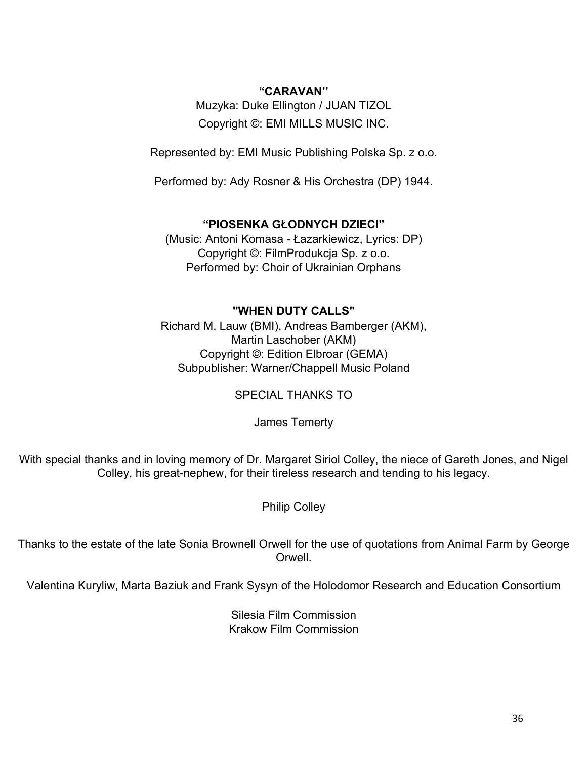**“CARAVAN’’**

Muzyka: Duke Ellington / JUAN TIZOL

Copyright ©: EMI MILLS MUSIC INC.

Represented by: EMI Music Publishing Polska Sp. z o.o.

Performed by: Ady Rosner & His Orchestra (DP) 1944.

**“PIOSENKA GŁODNYCH DZIECI”**

(Music: Antoni Komasa - Łazarkiewicz, Lyrics: DP)
Copyright ©: FilmProdukcja Sp. z o.o.
Performed by: Choir of Ukrainian Orphans

**"WHEN DUTY CALLS"**

Richard M. Lauw (BMI), Andreas Bamberger (AKM),
Martin Laschober (AKM)
Copyright ©: Edition Elbroar (GEMA)
Subpublisher: Warner/Chappell Music Poland

SPECIAL THANKS TO

James Temerty

With special thanks and in loving memory of Dr. Margaret Siriol Colley, the niece of Gareth Jones, and Nigel Colley, his great-nephew, for their tireless research and tending to his legacy.

Philip Colley

Thanks to the estate of the late Sonia Brownell Orwell for the use of quotations from Animal Farm by George Orwell.

Valentina Kuryliw, Marta Baziuk and Frank Sysyn of the Holodomor Research and Education Consortium

Silesia Film Commission
Krakow Film Commission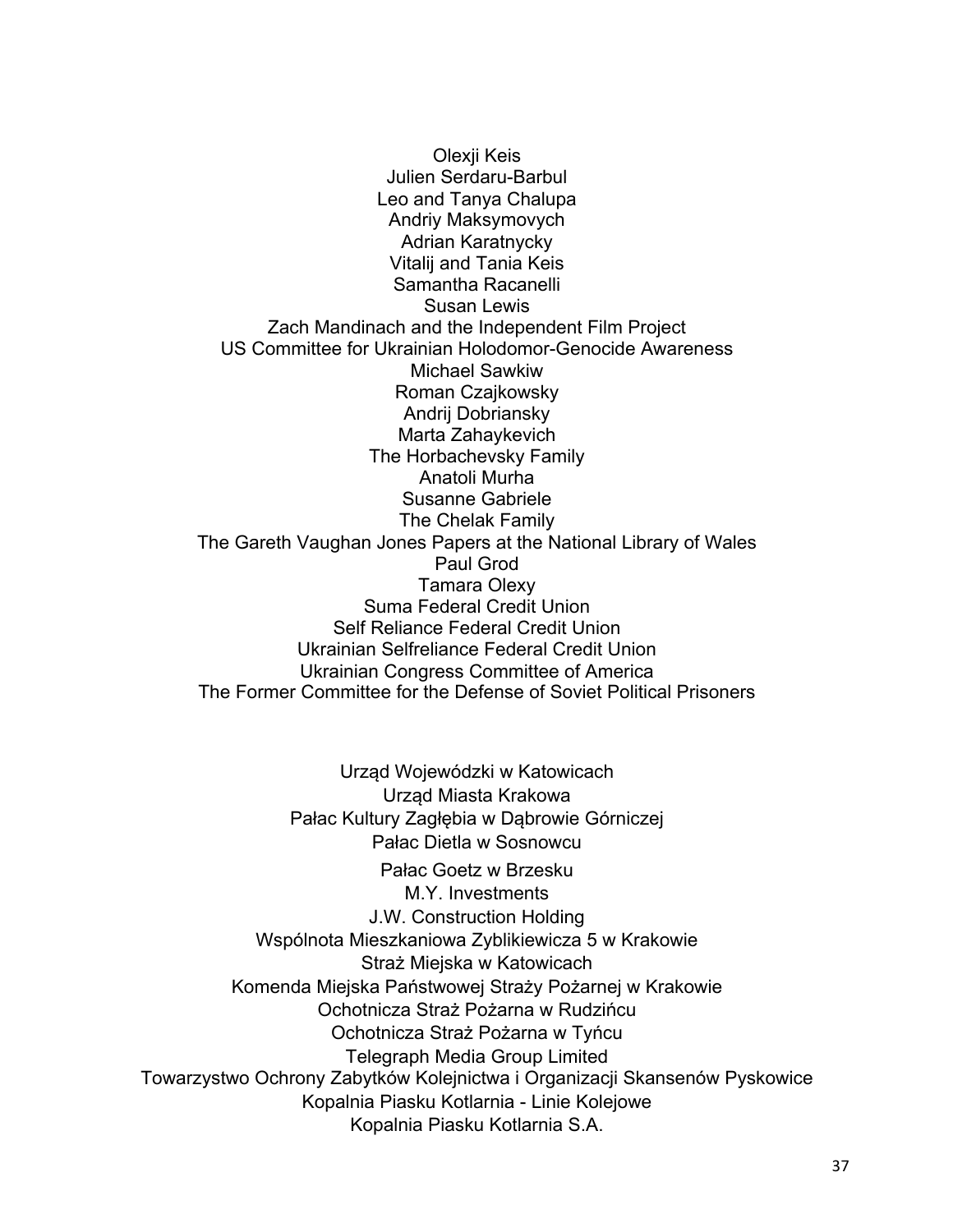Olexji Keis
Julien Serdaru-Barbul
Leo and Tanya Chalupa
Andriy Maksymovych
Adrian Karatnycky
Vitalij and Tania Keis
Samantha Racanelli
Susan Lewis
Zach Mandinach and the Independent Film Project
US Committee for Ukrainian Holodomor-Genocide Awareness
Michael Sawkiw
Roman Czajkowsky
Andrij Dobriansky
Marta Zahaykevich
The Horbachevsky Family
Anatoli Murha
Susanne Gabriele
The Chelak Family
The Gareth Vaughan Jones Papers at the National Library of Wales
Paul Grod
Tamara Olexy
Suma Federal Credit Union
Self Reliance Federal Credit Union
Ukrainian Selfreliance Federal Credit Union
Ukrainian Congress Committee of America
The Former Committee for the Defense of Soviet Political Prisoners

Urząd Wojewódzki w Katowicach
Urząd Miasta Krakowa
Pałac Kultury Zagłębia w Dąbrowie Górniczej
Pałac Dietla w Sosnowcu
Pałac Goetz w Brzesku
M.Y. Investments
J.W. Construction Holding
Wspólnota Mieszkaniowa Zyblikiewicza 5 w Krakowie
Straż Miejska w Katowicach
Komenda Miejska Państwowej Straży Pożarnej w Krakowie
Ochotnicza Straż Pożarna w Rudzińcu
Ochotnicza Straż Pożarna w Tyńcu
Telegraph Media Group Limited
Towarzystwo Ochrony Zabytków Kolejnictwa i Organizacji Skansenów Pyskowice
Kopalnia Piasku Kotlarnia - Linie Kolejowe
Kopalnia Piasku Kotlarnia S.A.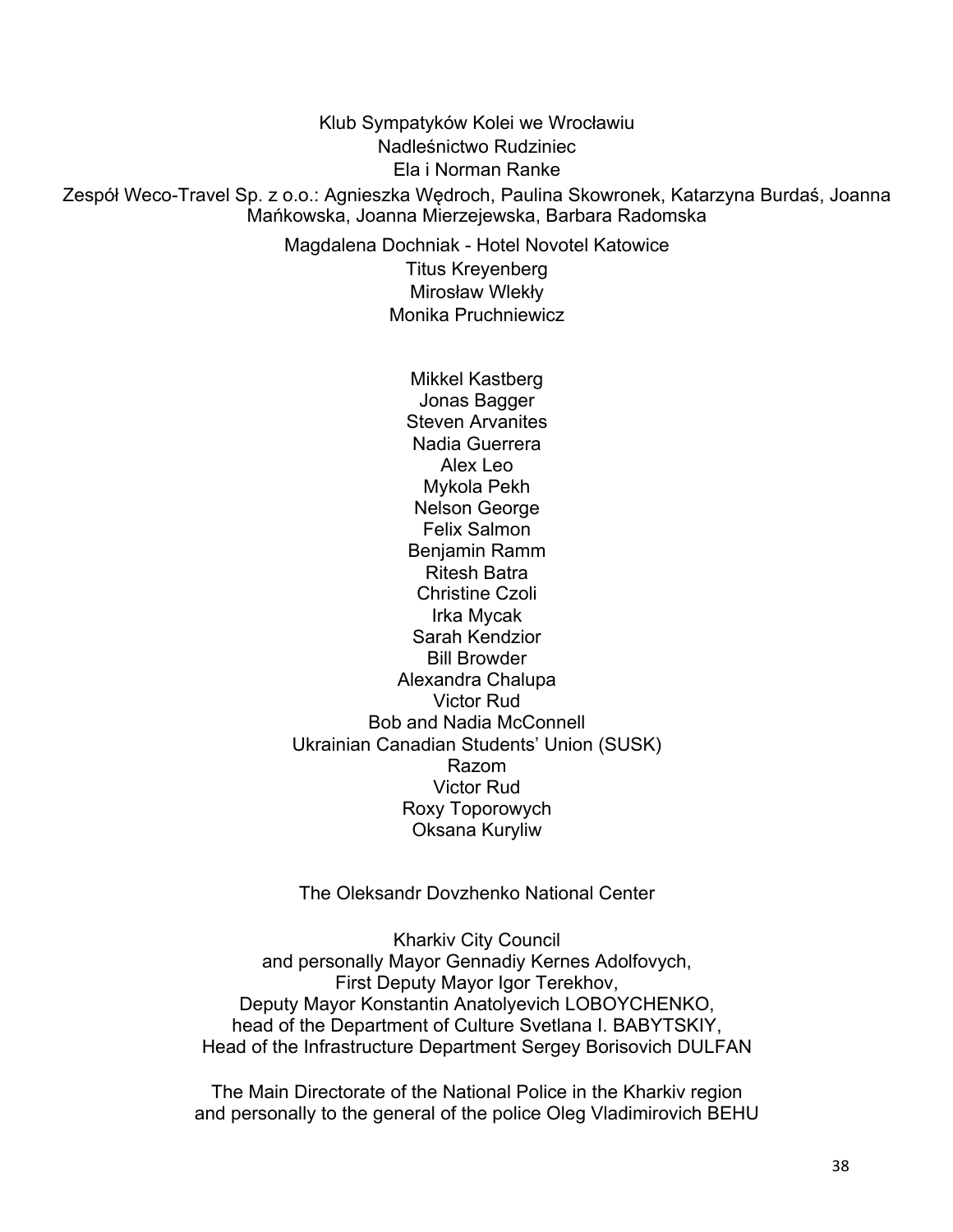Klub Sympatyków Kolei we Wrocławiu
Nadleśnictwo Rudziniec
Ela i Norman Ranke
Zespół Weco-Travel Sp. z o.o.: Agnieszka Wędroch, Paulina Skowronek, Katarzyna Burdaś, Joanna Mańkowska, Joanna Mierzejewska, Barbara Radomska
Magdalena Dochniak - Hotel Novotel Katowice
Titus Kreyenberg
Mirosław Wlekły
Monika Pruchniewicz

Mikkel Kastberg
Jonas Bagger
Steven Arvanites
Nadia Guerrera
Alex Leo
Mykola Pekh
Nelson George
Felix Salmon
Benjamin Ramm
Ritesh Batra
Christine Czoli
Irka Mycak
Sarah Kendzior
Bill Browder
Alexandra Chalupa
Victor Rud
Bob and Nadia McConnell
Ukrainian Canadian Students' Union (SUSK)
Razom
Victor Rud
Roxy Toporowych
Oksana Kuryliw

The Oleksandr Dovzhenko National Center

Kharkiv City Council
and personally Mayor Gennadiy Kernes Adolfovych,
First Deputy Mayor Igor Terekhov,
Deputy Mayor Konstantin Anatolyevich LOBOYCHENKO,
head of the Department of Culture Svetlana I. BABYTSKIY,
Head of the Infrastructure Department Sergey Borisovich DULFAN

The Main Directorate of the National Police in the Kharkiv region
and personally to the general of the police Oleg Vladimirovich BEHU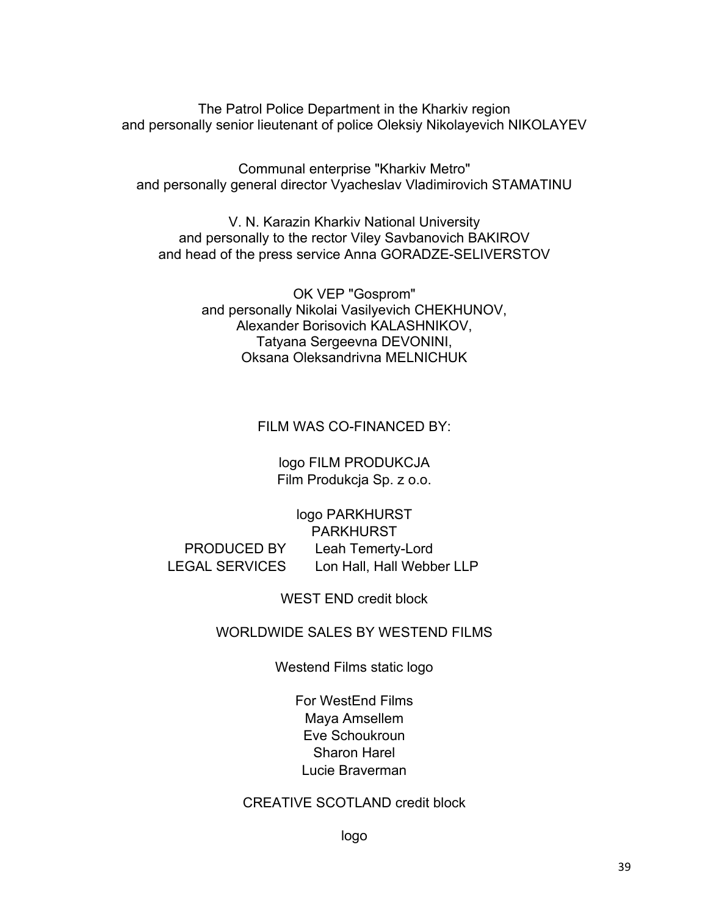The Patrol Police Department in the Kharkiv region
and personally senior lieutenant of police Oleksiy Nikolayevich NIKOLAYEV

Communal enterprise "Kharkiv Metro"
and personally general director Vyacheslav Vladimirovich STAMATINU

V. N. Karazin Kharkiv National University
and personally to the rector Viley Savbanovich BAKIROV
and head of the press service Anna GORADZE-SELIVERSTOV

OK VEP "Gosprom"
and personally Nikolai Vasilyevich CHEKHUNOV,
Alexander Borisovich KALASHNIKOV,
Tatyana Sergeevna DEVONINI,
Oksana Oleksandrivna MELNICHUK

FILM WAS CO-FINANCED BY:

logo FILM PRODUKCJA
Film Produkcja Sp. z o.o.

logo PARKHURST
PARKHURST

PRODUCED BY Leah Temerty-Lord
LEGAL SERVICES Lon Hall, Hall Webber LLP

WEST END credit block

WORLDWIDE SALES BY WESTEND FILMS

Westend Films static logo

For WestEnd Films
Maya Amsellem
Eve Schoukroun
Sharon Harel
Lucie Braverman

CREATIVE SCOTLAND credit block

logo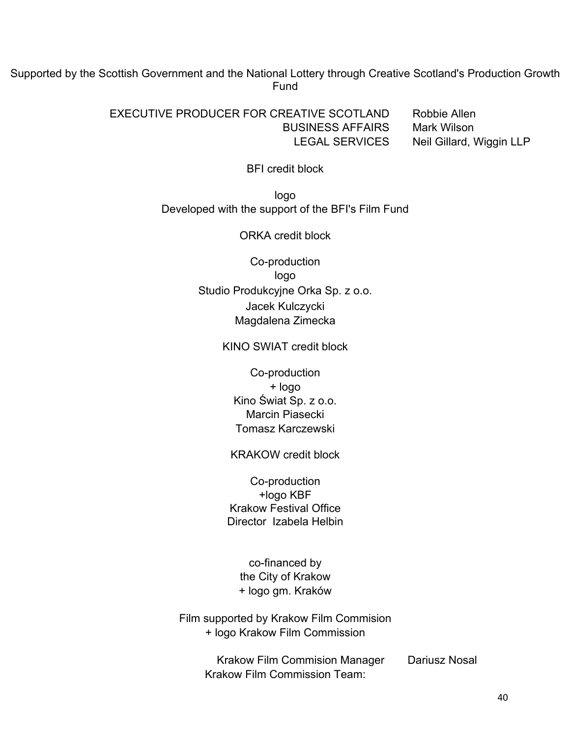Supported by the Scottish Government and the National Lottery through Creative Scotland's Production Growth Fund

EXECUTIVE PRODUCER FOR CREATIVE SCOTLAND Robbie Allen
BUSINESS AFFAIRS Mark Wilson
LEGAL SERVICES Neil Gillard, Wiggin LLP

BFI credit block

logo
Developed with the support of the BFI's Film Fund

ORKA credit block

Co-production
logo
Studio Produkcyjne Orka Sp. z o.o.
Jacek Kulczycki
Magdalena Zimecka

KINO SWIAT credit block

Co-production
+ logo
Kino Świat Sp. z o.o.
Marcin Piasecki
Tomasz Karczewski

KRAKOW credit block

Co-production
+logo KBF
Krakow Festival Office
Director Izabela Helbin

co-financed by
the City of Krakow
+ logo gm. Kraków

Film supported by Krakow Film Commision
+ logo Krakow Film Commission

Krakow Film Commision Manager Dariusz Nosal
Krakow Film Commission Team: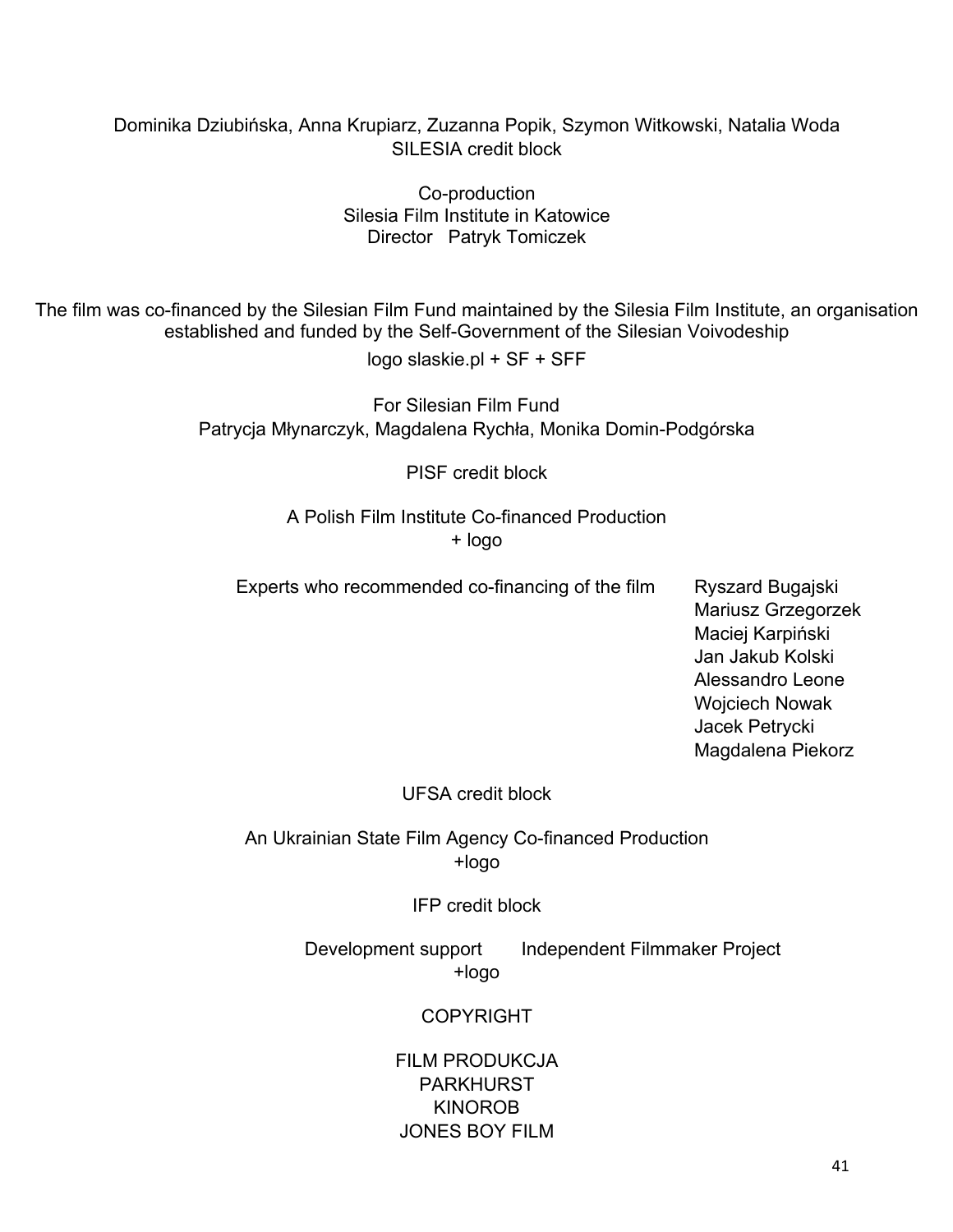Dominika Dziubińska, Anna Krupiarz, Zuzanna Popik, Szymon Witkowski, Natalia Woda
SILESIA credit block

Co-production
Silesia Film Institute in Katowice
Director Patryk Tomiczek

The film was co-financed by the Silesian Film Fund maintained by the Silesia Film Institute, an organisation established and funded by the Self-Government of the Silesian Voivodeship
logo slaskie.pl + SF + SFF

For Silesian Film Fund
Patrycja Młynarczyk, Magdalena Rychła, Monika Domin-Podgórska

PISF credit block

A Polish Film Institute Co-financed Production
+ logo

Experts who recommended co-financing of the film
Ryszard Bugajski
Mariusz Grzegorzek
Maciej Karpiński
Jan Jakub Kolski
Alessandro Leone
Wojciech Nowak
Jacek Petrycki
Magdalena Piekorz

UFSA credit block

An Ukrainian State Film Agency Co-financed Production
+logo

IFP credit block

Development support Independent Filmmaker Project
+logo

COPYRIGHT

FILM PRODUKCJA
PARKHURST
KINOROB
JONES BOY FILM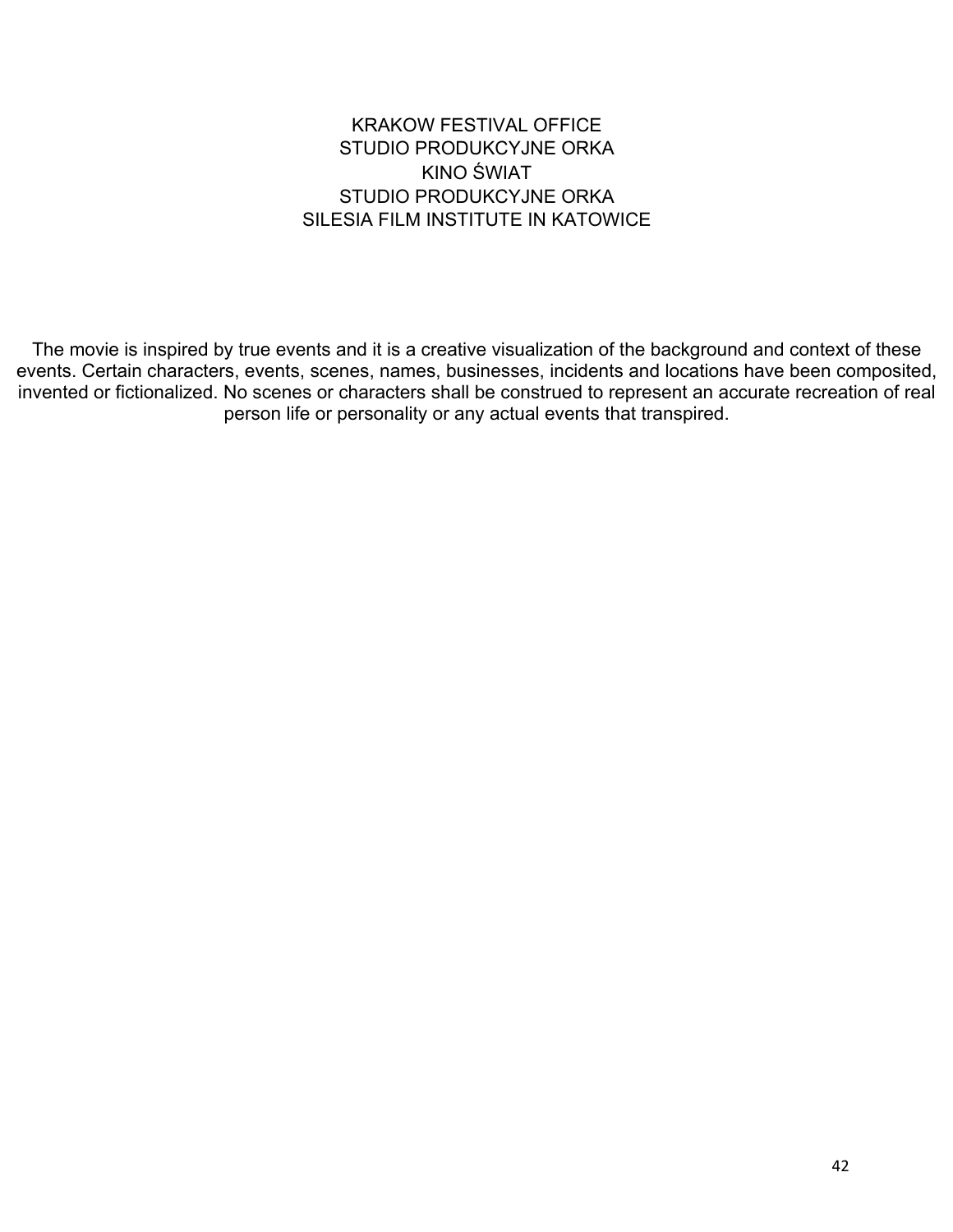KRAKOW FESTIVAL OFFICE
STUDIO PRODUKCYJNE ORKA
KINO ŚWIAT
STUDIO PRODUKCYJNE ORKA
SILESIA FILM INSTITUTE IN KATOWICE

The movie is inspired by true events and it is a creative visualization of the background and context of these events. Certain characters, events, scenes, names, businesses, incidents and locations have been composited, invented or fictionalized. No scenes or characters shall be construed to represent an accurate recreation of real person life or personality or any actual events that transpired.